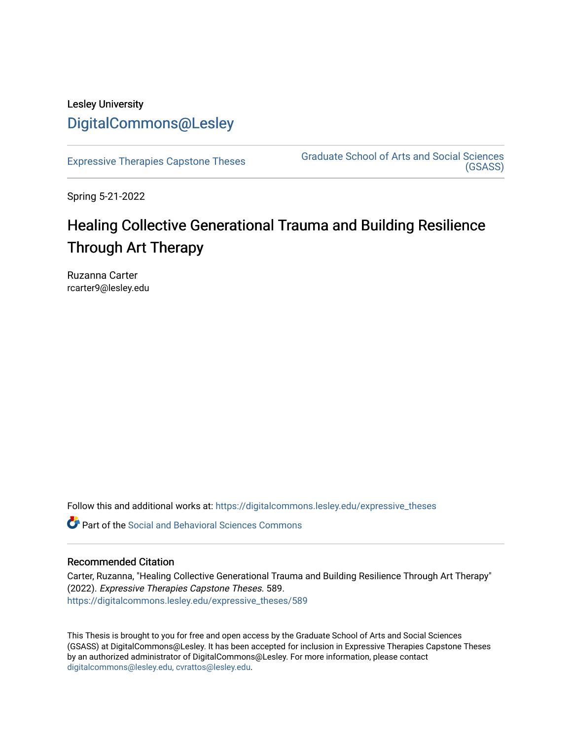Lesley University

DigitalCommons@Lesley

Expressive Therapies Capstone Theses

Graduate School of Arts and Social Sciences (GSASS)

Spring 5-21-2022

# Healing Collective Generational Trauma and Building Resilience Through Art Therapy

Ruzanna Carter
rcarter9@lesley.edu

Follow this and additional works at: https://digitalcommons.lesley.edu/expressive_theses

Part of the Social and Behavioral Sciences Commons

## Recommended Citation

Carter, Ruzanna, "Healing Collective Generational Trauma and Building Resilience Through Art Therapy" (2022). *Expressive Therapies Capstone Theses*. 589.
https://digitalcommons.lesley.edu/expressive_theses/589

This Thesis is brought to you for free and open access by the Graduate School of Arts and Social Sciences (GSASS) at DigitalCommons@Lesley. It has been accepted for inclusion in Expressive Therapies Capstone Theses by an authorized administrator of DigitalCommons@Lesley. For more information, please contact digitalcommons@lesley.edu, cvrattos@lesley.edu.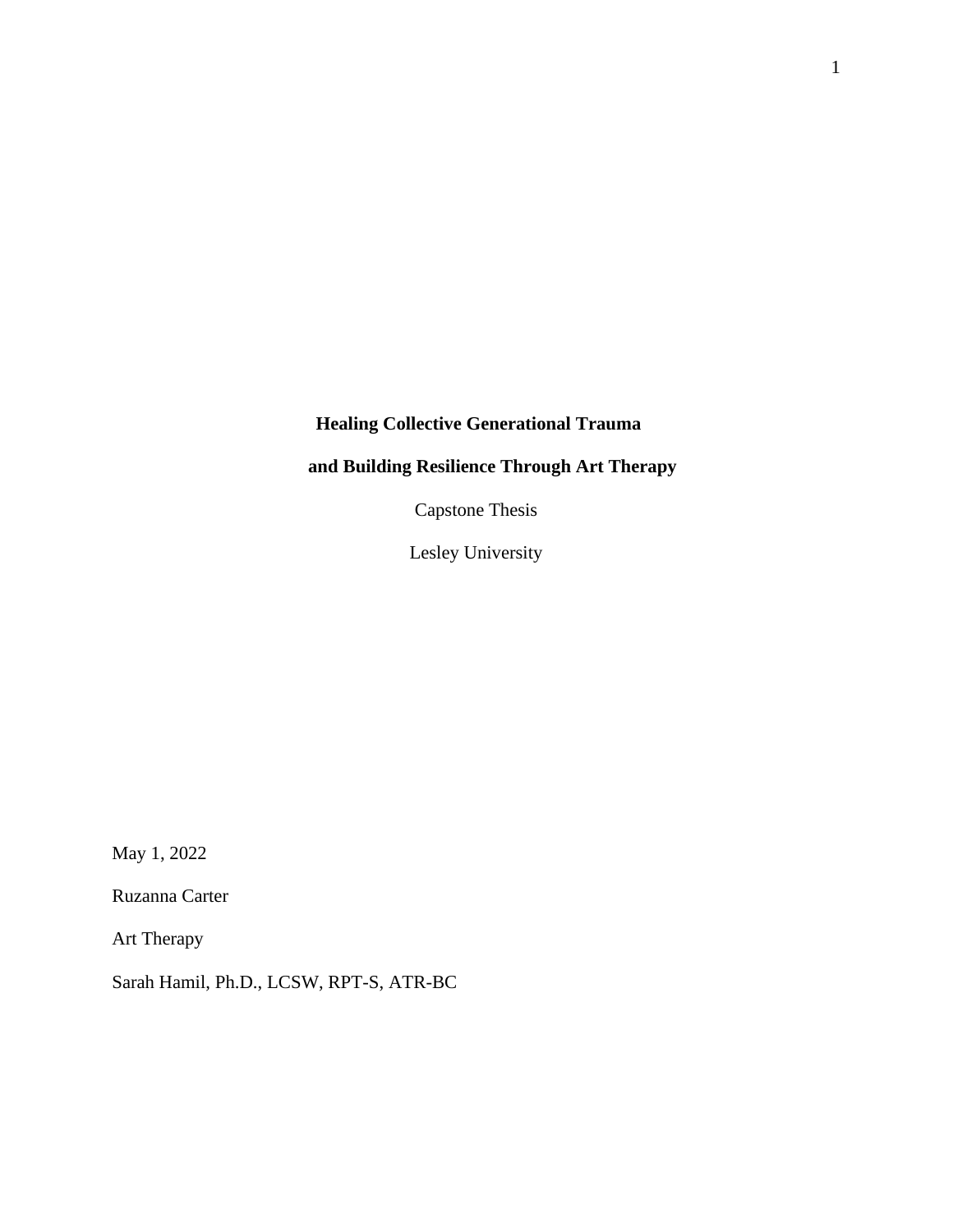# Healing Collective Generational Trauma and Building Resilience Through Art Therapy

Capstone Thesis

Lesley University

May 1, 2022

Ruzanna Carter

Art Therapy

Sarah Hamil, Ph.D., LCSW, RPT-S, ATR-BC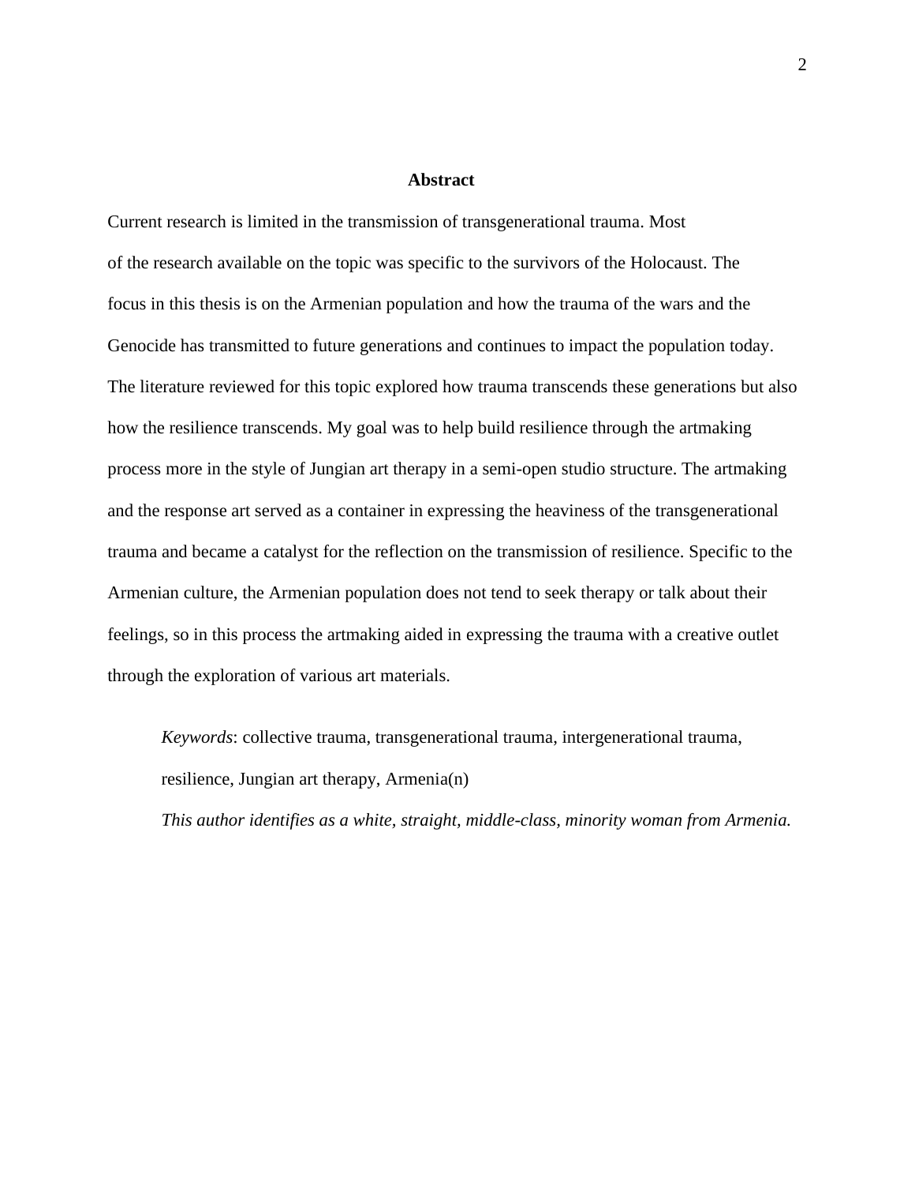# Abstract

Current research is limited in the transmission of transgenerational trauma. Most of the research available on the topic was specific to the survivors of the Holocaust. The focus in this thesis is on the Armenian population and how the trauma of the wars and the Genocide has transmitted to future generations and continues to impact the population today. The literature reviewed for this topic explored how trauma transcends these generations but also how the resilience transcends. My goal was to help build resilience through the artmaking process more in the style of Jungian art therapy in a semi-open studio structure. The artmaking and the response art served as a container in expressing the heaviness of the transgenerational trauma and became a catalyst for the reflection on the transmission of resilience. Specific to the Armenian culture, the Armenian population does not tend to seek therapy or talk about their feelings, so in this process the artmaking aided in expressing the trauma with a creative outlet through the exploration of various art materials.

*Keywords*: collective trauma, transgenerational trauma, intergenerational trauma, resilience, Jungian art therapy, Armenia(n)

*This author identifies as a white, straight, middle-class, minority woman from Armenia.*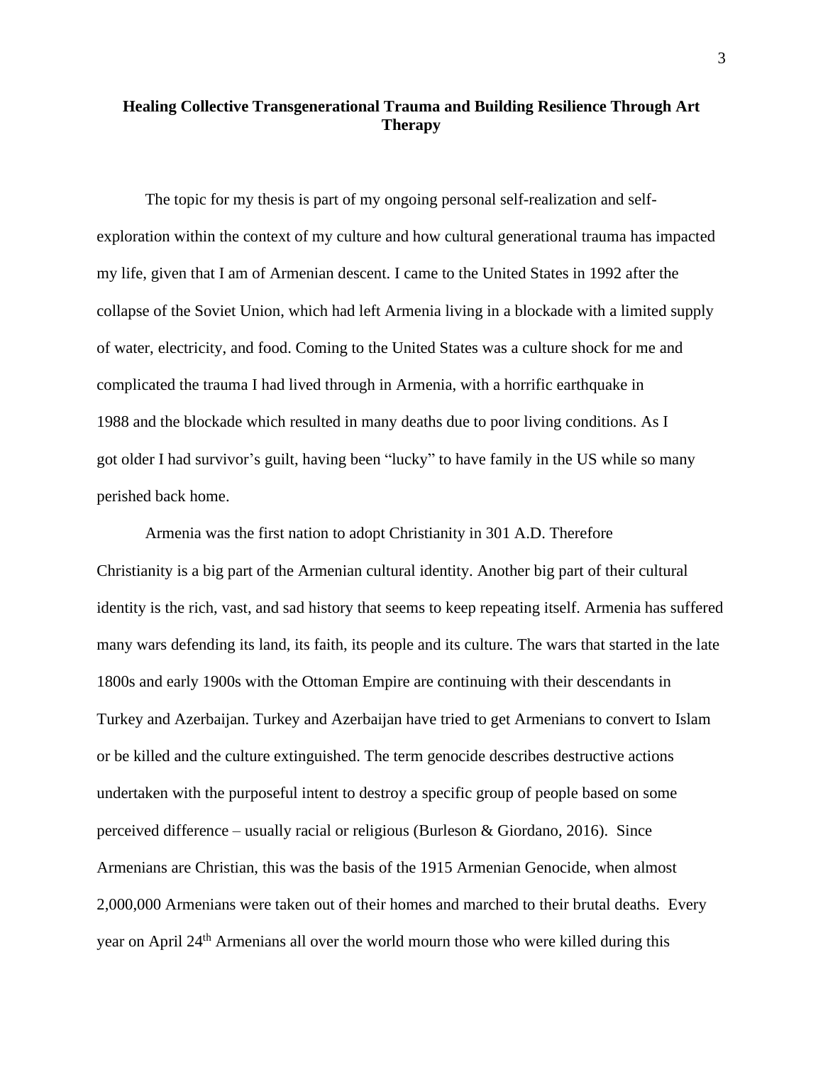# Healing Collective Transgenerational Trauma and Building Resilience Through Art Therapy

The topic for my thesis is part of my ongoing personal self-realization and self-exploration within the context of my culture and how cultural generational trauma has impacted my life, given that I am of Armenian descent. I came to the United States in 1992 after the collapse of the Soviet Union, which had left Armenia living in a blockade with a limited supply of water, electricity, and food. Coming to the United States was a culture shock for me and complicated the trauma I had lived through in Armenia, with a horrific earthquake in 1988 and the blockade which resulted in many deaths due to poor living conditions. As I got older I had survivor's guilt, having been "lucky" to have family in the US while so many perished back home.

Armenia was the first nation to adopt Christianity in 301 A.D. Therefore Christianity is a big part of the Armenian cultural identity. Another big part of their cultural identity is the rich, vast, and sad history that seems to keep repeating itself. Armenia has suffered many wars defending its land, its faith, its people and its culture. The wars that started in the late 1800s and early 1900s with the Ottoman Empire are continuing with their descendants in Turkey and Azerbaijan. Turkey and Azerbaijan have tried to get Armenians to convert to Islam or be killed and the culture extinguished. The term genocide describes destructive actions undertaken with the purposeful intent to destroy a specific group of people based on some perceived difference – usually racial or religious (Burleson & Giordano, 2016). Since Armenians are Christian, this was the basis of the 1915 Armenian Genocide, when almost 2,000,000 Armenians were taken out of their homes and marched to their brutal deaths. Every year on April 24th Armenians all over the world mourn those who were killed during this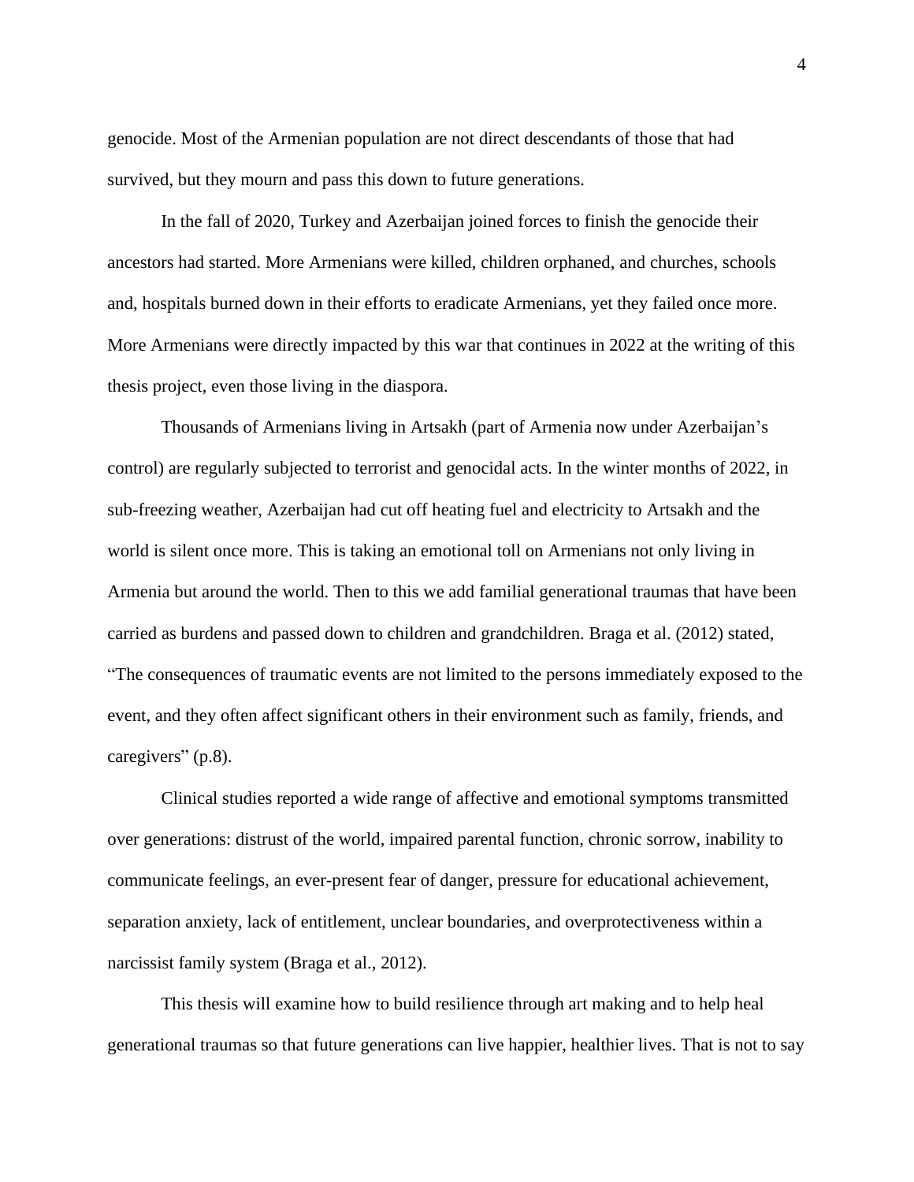genocide. Most of the Armenian population are not direct descendants of those that had survived, but they mourn and pass this down to future generations.

In the fall of 2020, Turkey and Azerbaijan joined forces to finish the genocide their ancestors had started. More Armenians were killed, children orphaned, and churches, schools and, hospitals burned down in their efforts to eradicate Armenians, yet they failed once more. More Armenians were directly impacted by this war that continues in 2022 at the writing of this thesis project, even those living in the diaspora.

Thousands of Armenians living in Artsakh (part of Armenia now under Azerbaijan's control) are regularly subjected to terrorist and genocidal acts. In the winter months of 2022, in sub-freezing weather, Azerbaijan had cut off heating fuel and electricity to Artsakh and the world is silent once more. This is taking an emotional toll on Armenians not only living in Armenia but around the world. Then to this we add familial generational traumas that have been carried as burdens and passed down to children and grandchildren. Braga et al. (2012) stated, "The consequences of traumatic events are not limited to the persons immediately exposed to the event, and they often affect significant others in their environment such as family, friends, and caregivers" (p.8).

Clinical studies reported a wide range of affective and emotional symptoms transmitted over generations: distrust of the world, impaired parental function, chronic sorrow, inability to communicate feelings, an ever-present fear of danger, pressure for educational achievement, separation anxiety, lack of entitlement, unclear boundaries, and overprotectiveness within a narcissist family system (Braga et al., 2012).

This thesis will examine how to build resilience through art making and to help heal generational traumas so that future generations can live happier, healthier lives. That is not to say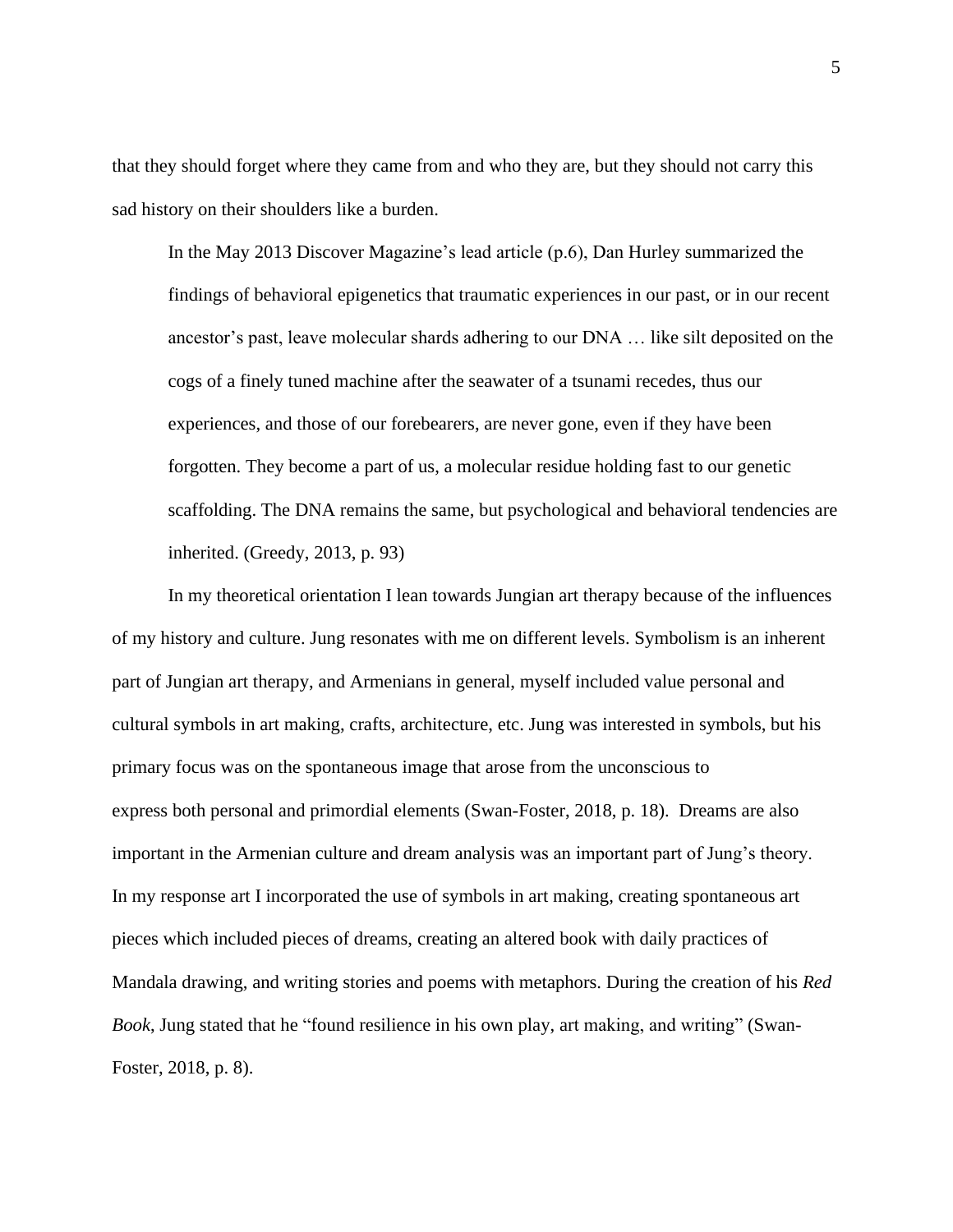that they should forget where they came from and who they are, but they should not carry this sad history on their shoulders like a burden.

> In the May 2013 Discover Magazine's lead article (p.6), Dan Hurley summarized the findings of behavioral epigenetics that traumatic experiences in our past, or in our recent ancestor's past, leave molecular shards adhering to our DNA … like silt deposited on the cogs of a finely tuned machine after the seawater of a tsunami recedes, thus our experiences, and those of our forebearers, are never gone, even if they have been forgotten. They become a part of us, a molecular residue holding fast to our genetic scaffolding. The DNA remains the same, but psychological and behavioral tendencies are inherited. (Greedy, 2013, p. 93)

In my theoretical orientation I lean towards Jungian art therapy because of the influences of my history and culture. Jung resonates with me on different levels. Symbolism is an inherent part of Jungian art therapy, and Armenians in general, myself included value personal and cultural symbols in art making, crafts, architecture, etc. Jung was interested in symbols, but his primary focus was on the spontaneous image that arose from the unconscious to express both personal and primordial elements (Swan-Foster, 2018, p. 18). Dreams are also important in the Armenian culture and dream analysis was an important part of Jung's theory. In my response art I incorporated the use of symbols in art making, creating spontaneous art pieces which included pieces of dreams, creating an altered book with daily practices of Mandala drawing, and writing stories and poems with metaphors. During the creation of his *Red Book*, Jung stated that he "found resilience in his own play, art making, and writing" (Swan-Foster, 2018, p. 8).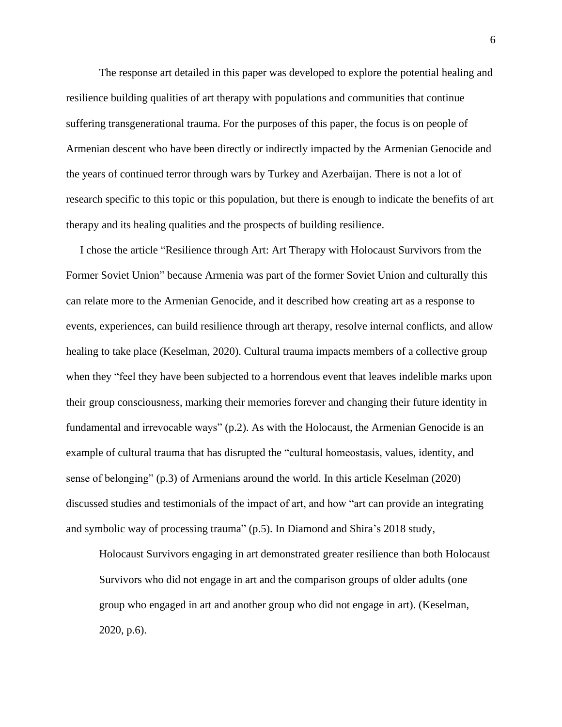The response art detailed in this paper was developed to explore the potential healing and resilience building qualities of art therapy with populations and communities that continue suffering transgenerational trauma. For the purposes of this paper, the focus is on people of Armenian descent who have been directly or indirectly impacted by the Armenian Genocide and the years of continued terror through wars by Turkey and Azerbaijan. There is not a lot of research specific to this topic or this population, but there is enough to indicate the benefits of art therapy and its healing qualities and the prospects of building resilience.

I chose the article "Resilience through Art: Art Therapy with Holocaust Survivors from the Former Soviet Union" because Armenia was part of the former Soviet Union and culturally this can relate more to the Armenian Genocide, and it described how creating art as a response to events, experiences, can build resilience through art therapy, resolve internal conflicts, and allow healing to take place (Keselman, 2020). Cultural trauma impacts members of a collective group when they "feel they have been subjected to a horrendous event that leaves indelible marks upon their group consciousness, marking their memories forever and changing their future identity in fundamental and irrevocable ways" (p.2). As with the Holocaust, the Armenian Genocide is an example of cultural trauma that has disrupted the "cultural homeostasis, values, identity, and sense of belonging" (p.3) of Armenians around the world. In this article Keselman (2020) discussed studies and testimonials of the impact of art, and how "art can provide an integrating and symbolic way of processing trauma" (p.5). In Diamond and Shira's 2018 study,

> Holocaust Survivors engaging in art demonstrated greater resilience than both Holocaust Survivors who did not engage in art and the comparison groups of older adults (one group who engaged in art and another group who did not engage in art). (Keselman, 2020, p.6).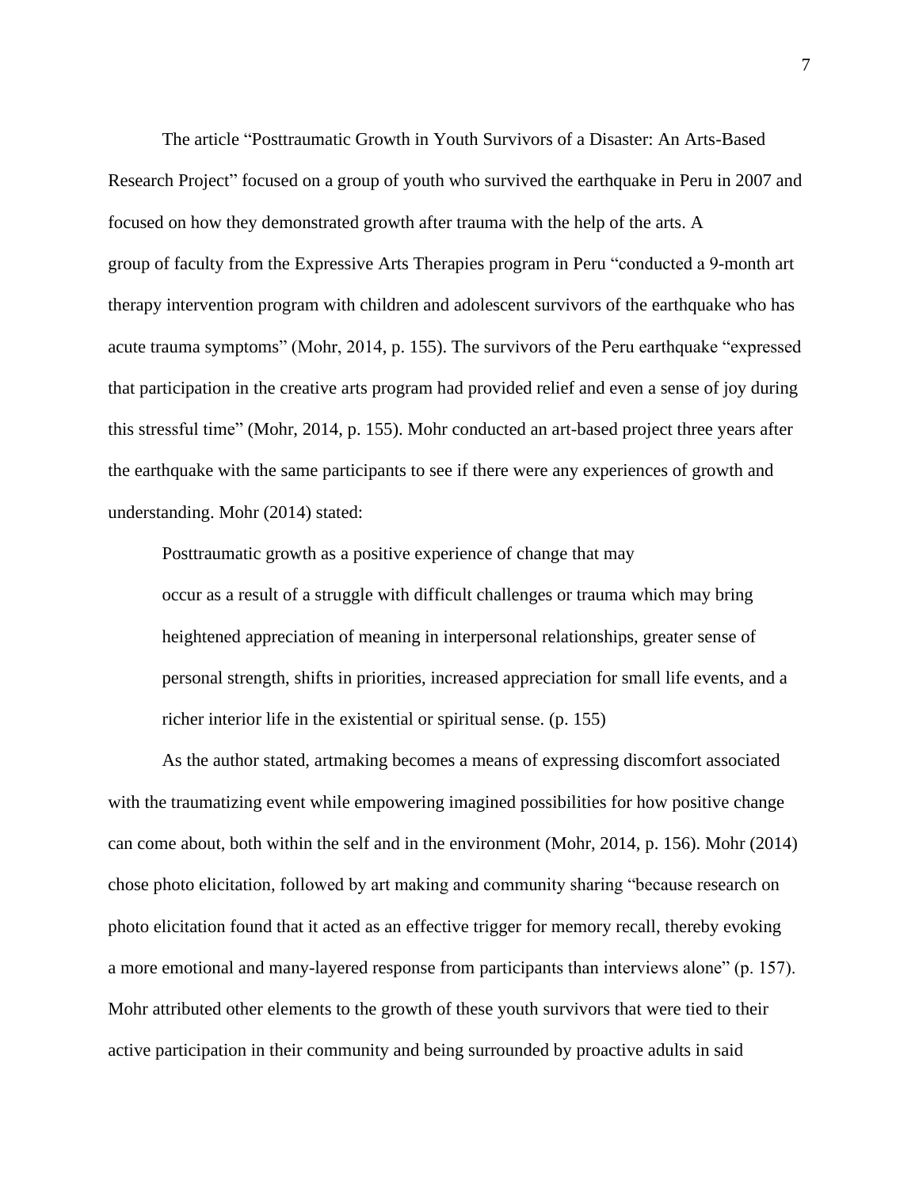The article "Posttraumatic Growth in Youth Survivors of a Disaster: An Arts-Based Research Project" focused on a group of youth who survived the earthquake in Peru in 2007 and focused on how they demonstrated growth after trauma with the help of the arts. A group of faculty from the Expressive Arts Therapies program in Peru "conducted a 9-month art therapy intervention program with children and adolescent survivors of the earthquake who has acute trauma symptoms" (Mohr, 2014, p. 155). The survivors of the Peru earthquake "expressed that participation in the creative arts program had provided relief and even a sense of joy during this stressful time" (Mohr, 2014, p. 155). Mohr conducted an art-based project three years after the earthquake with the same participants to see if there were any experiences of growth and understanding. Mohr (2014) stated:

> Posttraumatic growth as a positive experience of change that may occur as a result of a struggle with difficult challenges or trauma which may bring heightened appreciation of meaning in interpersonal relationships, greater sense of personal strength, shifts in priorities, increased appreciation for small life events, and a richer interior life in the existential or spiritual sense. (p. 155)

As the author stated, artmaking becomes a means of expressing discomfort associated with the traumatizing event while empowering imagined possibilities for how positive change can come about, both within the self and in the environment (Mohr, 2014, p. 156). Mohr (2014) chose photo elicitation, followed by art making and community sharing "because research on photo elicitation found that it acted as an effective trigger for memory recall, thereby evoking a more emotional and many-layered response from participants than interviews alone" (p. 157). Mohr attributed other elements to the growth of these youth survivors that were tied to their active participation in their community and being surrounded by proactive adults in said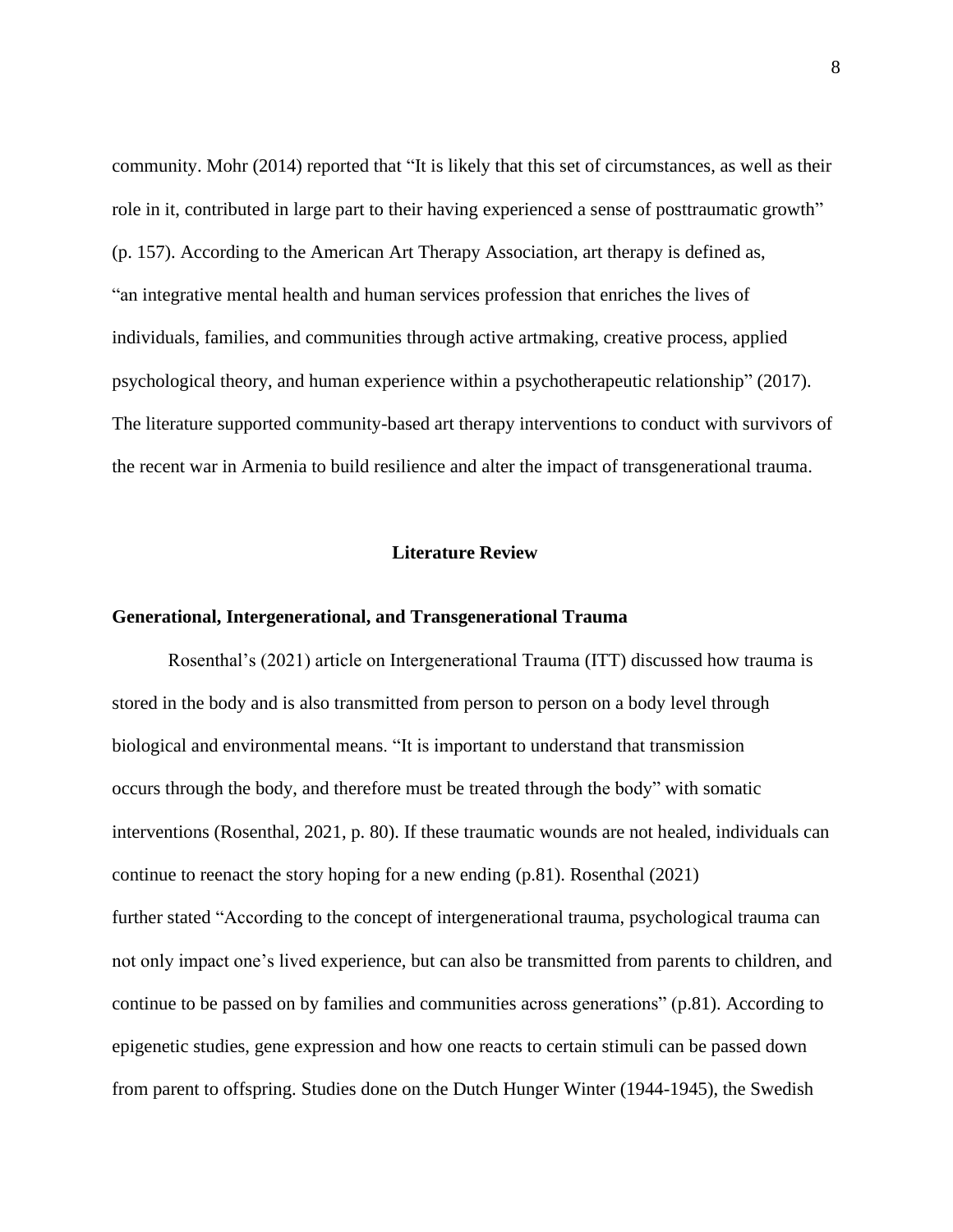community. Mohr (2014) reported that "It is likely that this set of circumstances, as well as their role in it, contributed in large part to their having experienced a sense of posttraumatic growth" (p. 157). According to the American Art Therapy Association, art therapy is defined as, "an integrative mental health and human services profession that enriches the lives of individuals, families, and communities through active artmaking, creative process, applied psychological theory, and human experience within a psychotherapeutic relationship" (2017). The literature supported community-based art therapy interventions to conduct with survivors of the recent war in Armenia to build resilience and alter the impact of transgenerational trauma.

## Literature Review

### Generational, Intergenerational, and Transgenerational Trauma

Rosenthal's (2021) article on Intergenerational Trauma (ITT) discussed how trauma is stored in the body and is also transmitted from person to person on a body level through biological and environmental means. "It is important to understand that transmission occurs through the body, and therefore must be treated through the body" with somatic interventions (Rosenthal, 2021, p. 80). If these traumatic wounds are not healed, individuals can continue to reenact the story hoping for a new ending (p.81). Rosenthal (2021) further stated "According to the concept of intergenerational trauma, psychological trauma can not only impact one's lived experience, but can also be transmitted from parents to children, and continue to be passed on by families and communities across generations" (p.81). According to epigenetic studies, gene expression and how one reacts to certain stimuli can be passed down from parent to offspring. Studies done on the Dutch Hunger Winter (1944-1945), the Swedish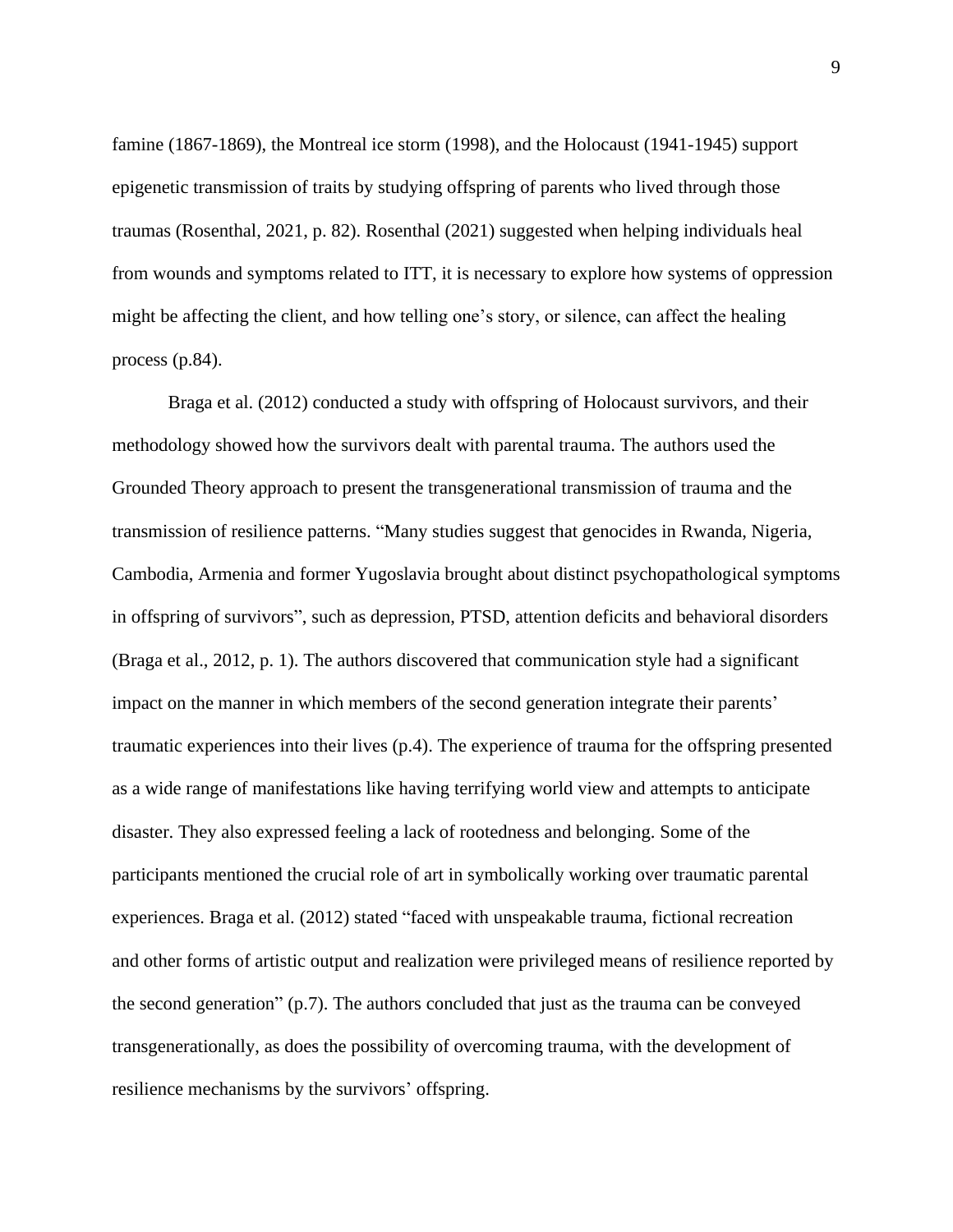famine (1867-1869), the Montreal ice storm (1998), and the Holocaust (1941-1945) support epigenetic transmission of traits by studying offspring of parents who lived through those traumas (Rosenthal, 2021, p. 82). Rosenthal (2021) suggested when helping individuals heal from wounds and symptoms related to ITT, it is necessary to explore how systems of oppression might be affecting the client, and how telling one's story, or silence, can affect the healing process (p.84).

Braga et al. (2012) conducted a study with offspring of Holocaust survivors, and their methodology showed how the survivors dealt with parental trauma. The authors used the Grounded Theory approach to present the transgenerational transmission of trauma and the transmission of resilience patterns. "Many studies suggest that genocides in Rwanda, Nigeria, Cambodia, Armenia and former Yugoslavia brought about distinct psychopathological symptoms in offspring of survivors", such as depression, PTSD, attention deficits and behavioral disorders (Braga et al., 2012, p. 1). The authors discovered that communication style had a significant impact on the manner in which members of the second generation integrate their parents' traumatic experiences into their lives (p.4). The experience of trauma for the offspring presented as a wide range of manifestations like having terrifying world view and attempts to anticipate disaster. They also expressed feeling a lack of rootedness and belonging. Some of the participants mentioned the crucial role of art in symbolically working over traumatic parental experiences. Braga et al. (2012) stated "faced with unspeakable trauma, fictional recreation and other forms of artistic output and realization were privileged means of resilience reported by the second generation" (p.7). The authors concluded that just as the trauma can be conveyed transgenerationally, as does the possibility of overcoming trauma, with the development of resilience mechanisms by the survivors' offspring.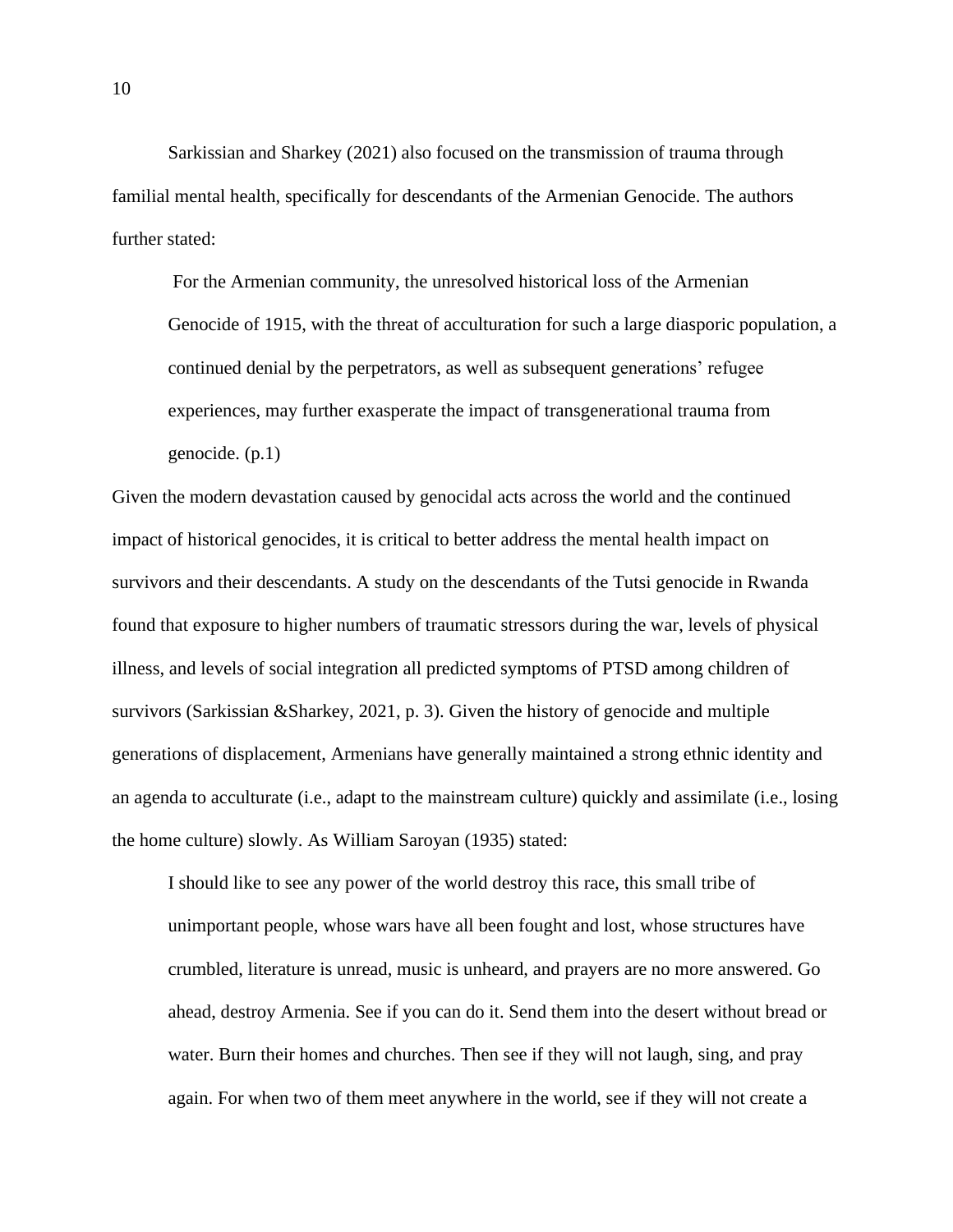Sarkissian and Sharkey (2021) also focused on the transmission of trauma through familial mental health, specifically for descendants of the Armenian Genocide. The authors further stated:

> For the Armenian community, the unresolved historical loss of the Armenian Genocide of 1915, with the threat of acculturation for such a large diasporic population, a continued denial by the perpetrators, as well as subsequent generations' refugee experiences, may further exasperate the impact of transgenerational trauma from genocide. (p.1)

Given the modern devastation caused by genocidal acts across the world and the continued impact of historical genocides, it is critical to better address the mental health impact on survivors and their descendants. A study on the descendants of the Tutsi genocide in Rwanda found that exposure to higher numbers of traumatic stressors during the war, levels of physical illness, and levels of social integration all predicted symptoms of PTSD among children of survivors (Sarkissian &Sharkey, 2021, p. 3). Given the history of genocide and multiple generations of displacement, Armenians have generally maintained a strong ethnic identity and an agenda to acculturate (i.e., adapt to the mainstream culture) quickly and assimilate (i.e., losing the home culture) slowly. As William Saroyan (1935) stated:

> I should like to see any power of the world destroy this race, this small tribe of unimportant people, whose wars have all been fought and lost, whose structures have crumbled, literature is unread, music is unheard, and prayers are no more answered. Go ahead, destroy Armenia. See if you can do it. Send them into the desert without bread or water. Burn their homes and churches. Then see if they will not laugh, sing, and pray again. For when two of them meet anywhere in the world, see if they will not create a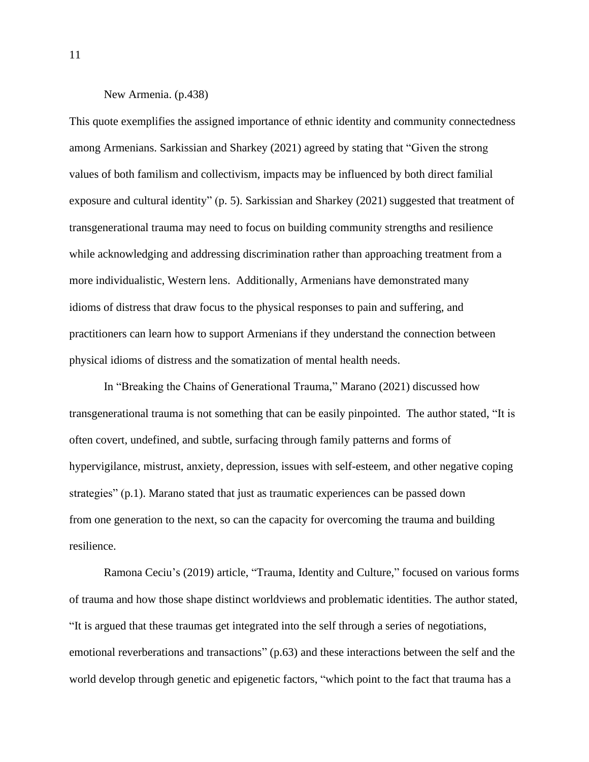New Armenia. (p.438)

This quote exemplifies the assigned importance of ethnic identity and community connectedness among Armenians. Sarkissian and Sharkey (2021) agreed by stating that "Given the strong values of both familism and collectivism, impacts may be influenced by both direct familial exposure and cultural identity" (p. 5). Sarkissian and Sharkey (2021) suggested that treatment of transgenerational trauma may need to focus on building community strengths and resilience while acknowledging and addressing discrimination rather than approaching treatment from a more individualistic, Western lens. Additionally, Armenians have demonstrated many idioms of distress that draw focus to the physical responses to pain and suffering, and practitioners can learn how to support Armenians if they understand the connection between physical idioms of distress and the somatization of mental health needs.

In "Breaking the Chains of Generational Trauma," Marano (2021) discussed how transgenerational trauma is not something that can be easily pinpointed. The author stated, "It is often covert, undefined, and subtle, surfacing through family patterns and forms of hypervigilance, mistrust, anxiety, depression, issues with self-esteem, and other negative coping strategies" (p.1). Marano stated that just as traumatic experiences can be passed down from one generation to the next, so can the capacity for overcoming the trauma and building resilience.

Ramona Ceciu's (2019) article, "Trauma, Identity and Culture," focused on various forms of trauma and how those shape distinct worldviews and problematic identities. The author stated, "It is argued that these traumas get integrated into the self through a series of negotiations, emotional reverberations and transactions" (p.63) and these interactions between the self and the world develop through genetic and epigenetic factors, "which point to the fact that trauma has a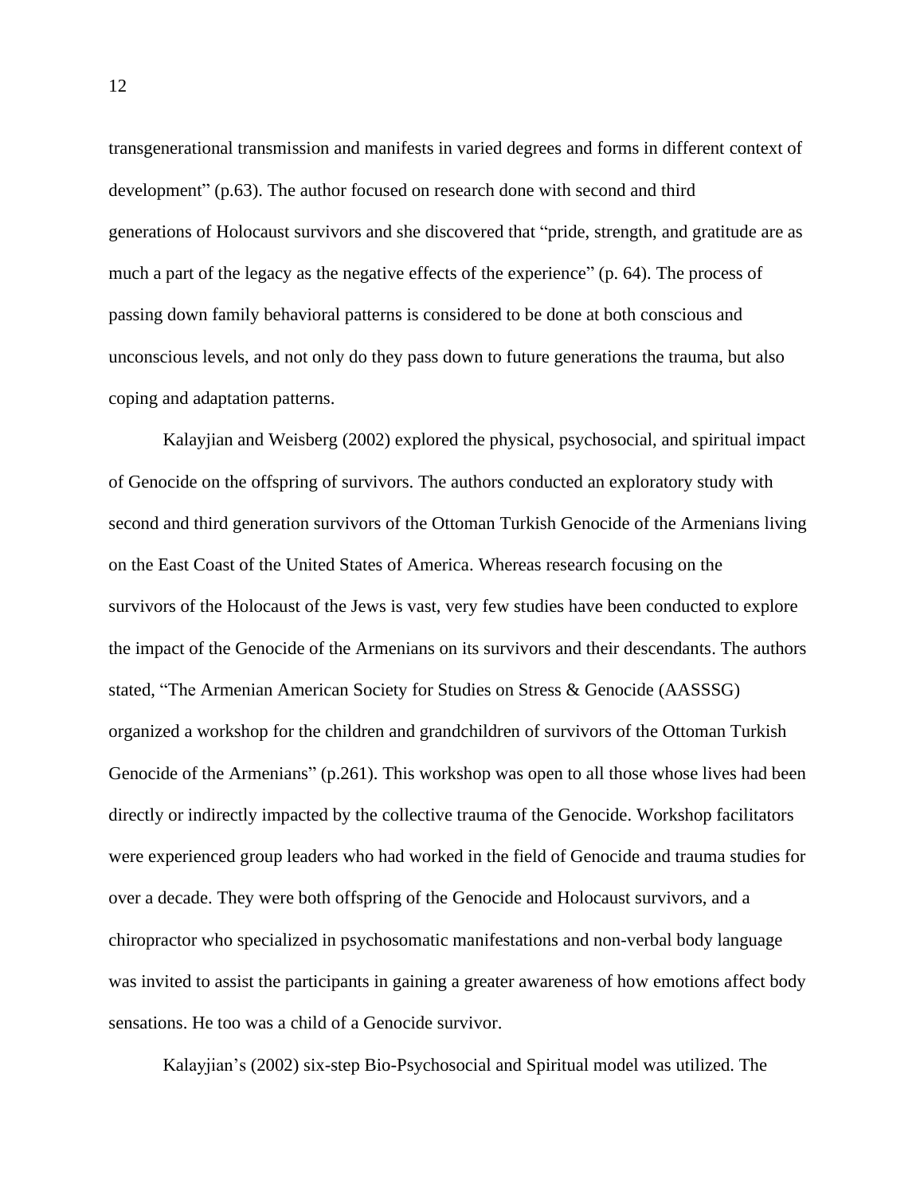transgenerational transmission and manifests in varied degrees and forms in different context of development" (p.63). The author focused on research done with second and third generations of Holocaust survivors and she discovered that "pride, strength, and gratitude are as much a part of the legacy as the negative effects of the experience" (p. 64). The process of passing down family behavioral patterns is considered to be done at both conscious and unconscious levels, and not only do they pass down to future generations the trauma, but also coping and adaptation patterns.

Kalayjian and Weisberg (2002) explored the physical, psychosocial, and spiritual impact of Genocide on the offspring of survivors. The authors conducted an exploratory study with second and third generation survivors of the Ottoman Turkish Genocide of the Armenians living on the East Coast of the United States of America. Whereas research focusing on the survivors of the Holocaust of the Jews is vast, very few studies have been conducted to explore the impact of the Genocide of the Armenians on its survivors and their descendants. The authors stated, "The Armenian American Society for Studies on Stress & Genocide (AASSSG) organized a workshop for the children and grandchildren of survivors of the Ottoman Turkish Genocide of the Armenians" (p.261). This workshop was open to all those whose lives had been directly or indirectly impacted by the collective trauma of the Genocide. Workshop facilitators were experienced group leaders who had worked in the field of Genocide and trauma studies for over a decade. They were both offspring of the Genocide and Holocaust survivors, and a chiropractor who specialized in psychosomatic manifestations and non-verbal body language was invited to assist the participants in gaining a greater awareness of how emotions affect body sensations. He too was a child of a Genocide survivor.

Kalayjian's (2002) six-step Bio-Psychosocial and Spiritual model was utilized. The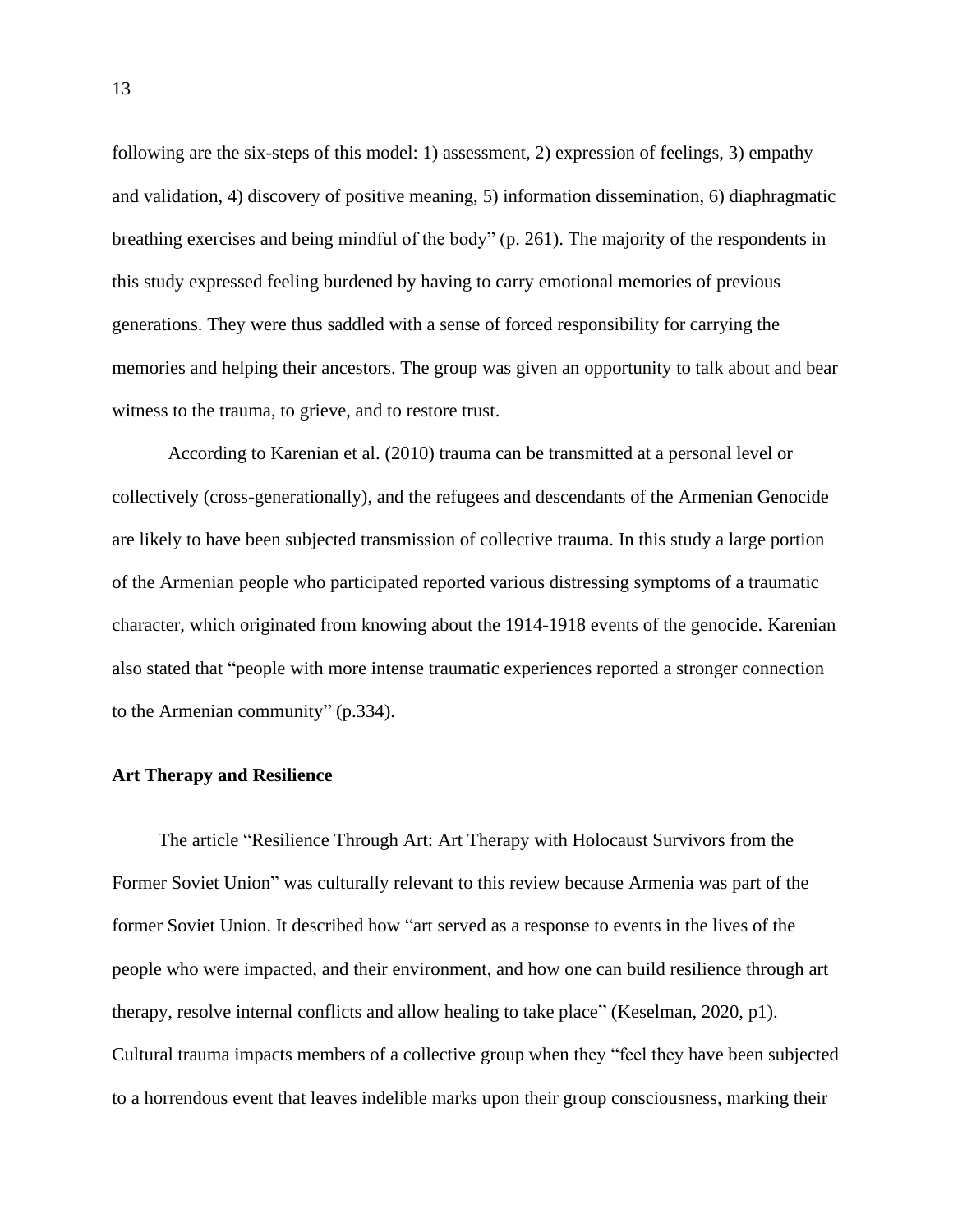following are the six-steps of this model: 1) assessment, 2) expression of feelings, 3) empathy and validation, 4) discovery of positive meaning, 5) information dissemination, 6) diaphragmatic breathing exercises and being mindful of the body" (p. 261). The majority of the respondents in this study expressed feeling burdened by having to carry emotional memories of previous generations. They were thus saddled with a sense of forced responsibility for carrying the memories and helping their ancestors. The group was given an opportunity to talk about and bear witness to the trauma, to grieve, and to restore trust.

According to Karenian et al. (2010) trauma can be transmitted at a personal level or collectively (cross-generationally), and the refugees and descendants of the Armenian Genocide are likely to have been subjected transmission of collective trauma. In this study a large portion of the Armenian people who participated reported various distressing symptoms of a traumatic character, which originated from knowing about the 1914-1918 events of the genocide. Karenian also stated that "people with more intense traumatic experiences reported a stronger connection to the Armenian community" (p.334).

**Art Therapy and Resilience**

The article "Resilience Through Art: Art Therapy with Holocaust Survivors from the Former Soviet Union" was culturally relevant to this review because Armenia was part of the former Soviet Union. It described how "art served as a response to events in the lives of the people who were impacted, and their environment, and how one can build resilience through art therapy, resolve internal conflicts and allow healing to take place" (Keselman, 2020, p1). Cultural trauma impacts members of a collective group when they "feel they have been subjected to a horrendous event that leaves indelible marks upon their group consciousness, marking their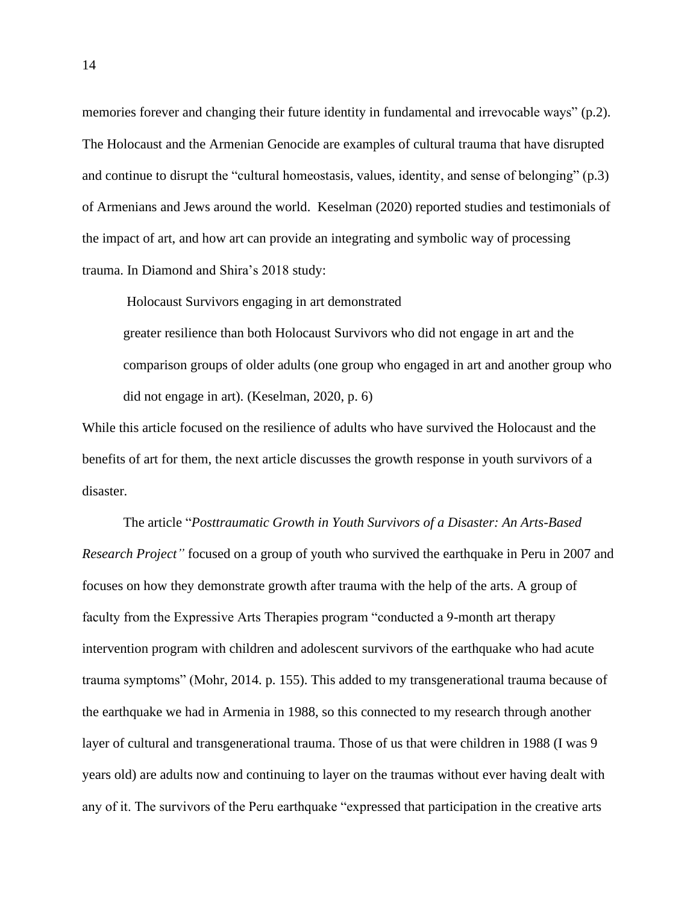memories forever and changing their future identity in fundamental and irrevocable ways" (p.2). The Holocaust and the Armenian Genocide are examples of cultural trauma that have disrupted and continue to disrupt the "cultural homeostasis, values, identity, and sense of belonging" (p.3) of Armenians and Jews around the world. Keselman (2020) reported studies and testimonials of the impact of art, and how art can provide an integrating and symbolic way of processing trauma. In Diamond and Shira's 2018 study:

> Holocaust Survivors engaging in art demonstrated greater resilience than both Holocaust Survivors who did not engage in art and the comparison groups of older adults (one group who engaged in art and another group who did not engage in art). (Keselman, 2020, p. 6)

While this article focused on the resilience of adults who have survived the Holocaust and the benefits of art for them, the next article discusses the growth response in youth survivors of a disaster.

The article "*Posttraumatic Growth in Youth Survivors of a Disaster: An Arts-Based Research Project"* focused on a group of youth who survived the earthquake in Peru in 2007 and focuses on how they demonstrate growth after trauma with the help of the arts. A group of faculty from the Expressive Arts Therapies program "conducted a 9-month art therapy intervention program with children and adolescent survivors of the earthquake who had acute trauma symptoms" (Mohr, 2014. p. 155). This added to my transgenerational trauma because of the earthquake we had in Armenia in 1988, so this connected to my research through another layer of cultural and transgenerational trauma. Those of us that were children in 1988 (I was 9 years old) are adults now and continuing to layer on the traumas without ever having dealt with any of it. The survivors of the Peru earthquake "expressed that participation in the creative arts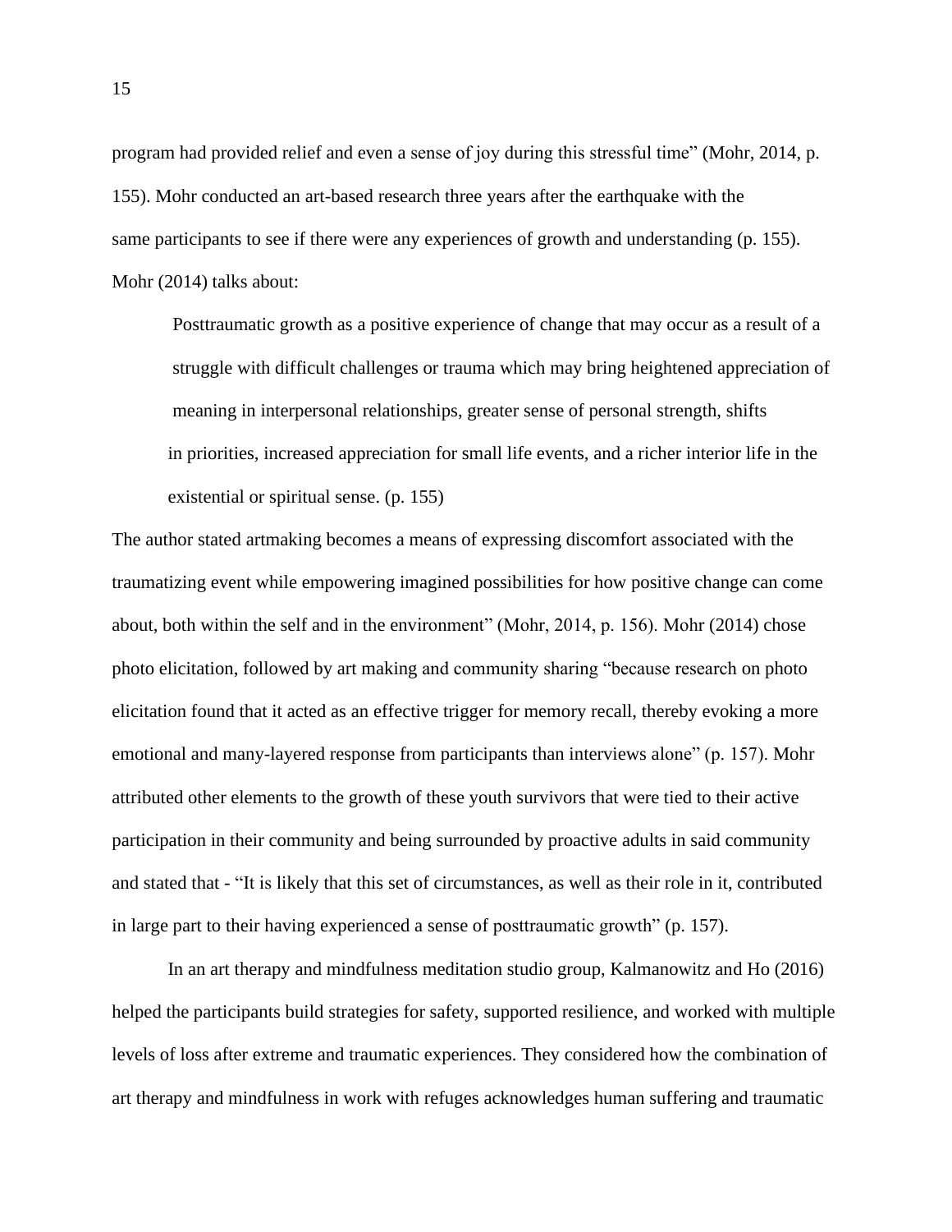program had provided relief and even a sense of joy during this stressful time" (Mohr, 2014, p. 155). Mohr conducted an art-based research three years after the earthquake with the same participants to see if there were any experiences of growth and understanding (p. 155). Mohr (2014) talks about:

> Posttraumatic growth as a positive experience of change that may occur as a result of a struggle with difficult challenges or trauma which may bring heightened appreciation of meaning in interpersonal relationships, greater sense of personal strength, shifts in priorities, increased appreciation for small life events, and a richer interior life in the existential or spiritual sense. (p. 155)

The author stated artmaking becomes a means of expressing discomfort associated with the traumatizing event while empowering imagined possibilities for how positive change can come about, both within the self and in the environment" (Mohr, 2014, p. 156). Mohr (2014) chose photo elicitation, followed by art making and community sharing "because research on photo elicitation found that it acted as an effective trigger for memory recall, thereby evoking a more emotional and many-layered response from participants than interviews alone" (p. 157). Mohr attributed other elements to the growth of these youth survivors that were tied to their active participation in their community and being surrounded by proactive adults in said community and stated that - "It is likely that this set of circumstances, as well as their role in it, contributed in large part to their having experienced a sense of posttraumatic growth" (p. 157).

In an art therapy and mindfulness meditation studio group, Kalmanowitz and Ho (2016) helped the participants build strategies for safety, supported resilience, and worked with multiple levels of loss after extreme and traumatic experiences. They considered how the combination of art therapy and mindfulness in work with refuges acknowledges human suffering and traumatic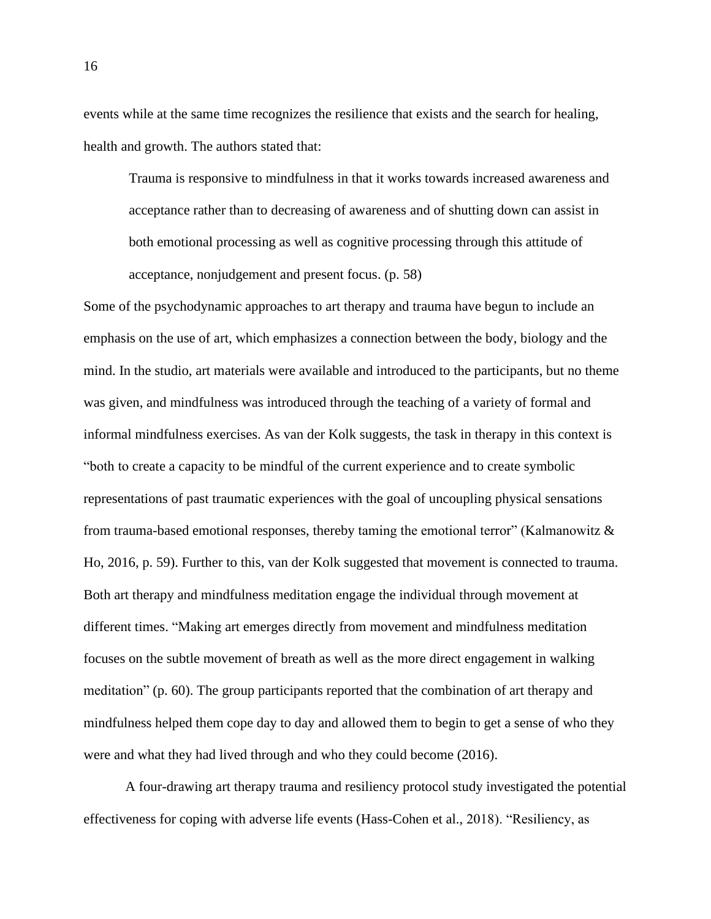events while at the same time recognizes the resilience that exists and the search for healing, health and growth. The authors stated that:

> Trauma is responsive to mindfulness in that it works towards increased awareness and acceptance rather than to decreasing of awareness and of shutting down can assist in both emotional processing as well as cognitive processing through this attitude of acceptance, nonjudgement and present focus. (p. 58)

Some of the psychodynamic approaches to art therapy and trauma have begun to include an emphasis on the use of art, which emphasizes a connection between the body, biology and the mind. In the studio, art materials were available and introduced to the participants, but no theme was given, and mindfulness was introduced through the teaching of a variety of formal and informal mindfulness exercises. As van der Kolk suggests, the task in therapy in this context is "both to create a capacity to be mindful of the current experience and to create symbolic representations of past traumatic experiences with the goal of uncoupling physical sensations from trauma-based emotional responses, thereby taming the emotional terror" (Kalmanowitz & Ho, 2016, p. 59). Further to this, van der Kolk suggested that movement is connected to trauma. Both art therapy and mindfulness meditation engage the individual through movement at different times. "Making art emerges directly from movement and mindfulness meditation focuses on the subtle movement of breath as well as the more direct engagement in walking meditation" (p. 60). The group participants reported that the combination of art therapy and mindfulness helped them cope day to day and allowed them to begin to get a sense of who they were and what they had lived through and who they could become (2016).

A four-drawing art therapy trauma and resiliency protocol study investigated the potential effectiveness for coping with adverse life events (Hass-Cohen et al., 2018). "Resiliency, as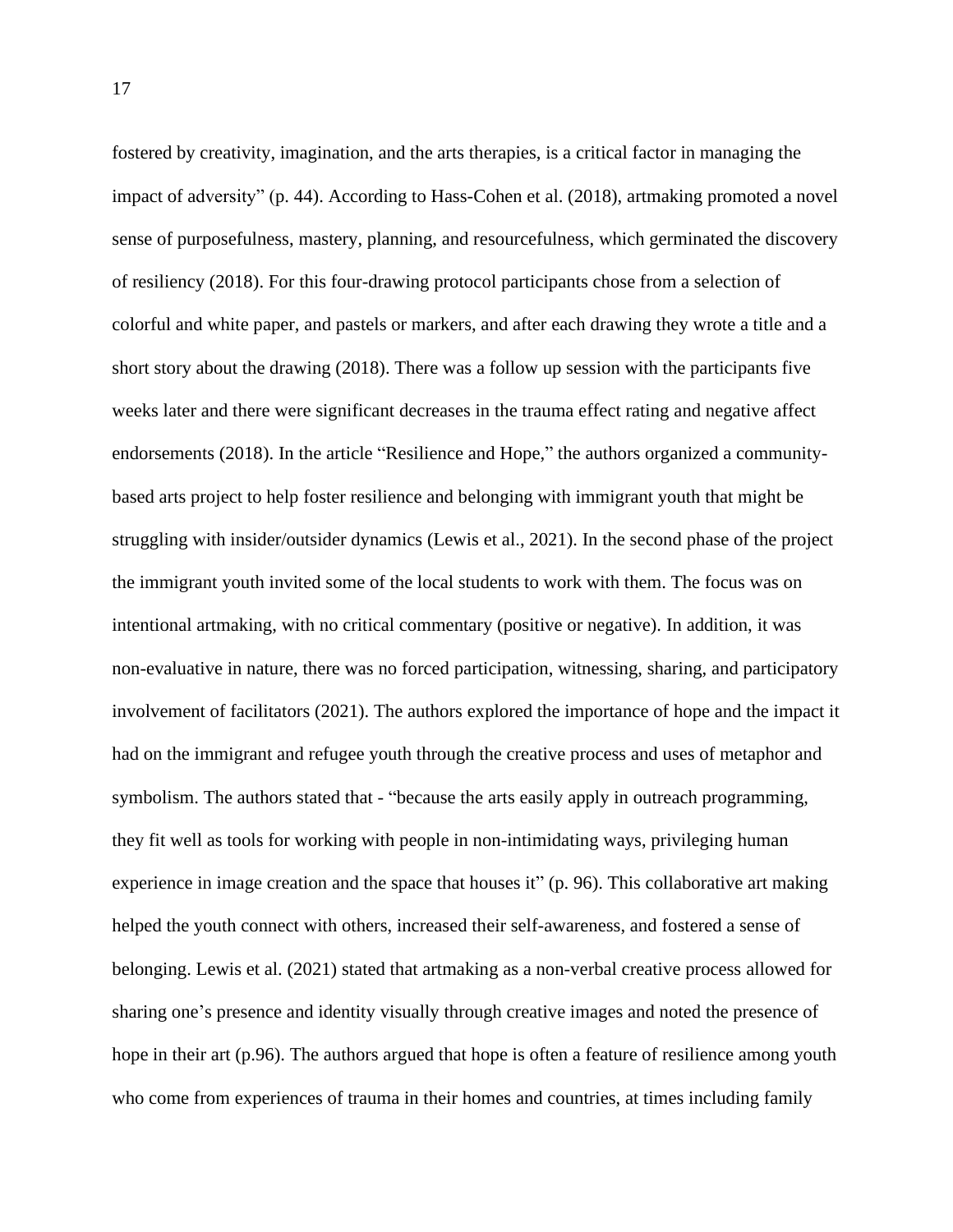fostered by creativity, imagination, and the arts therapies, is a critical factor in managing the impact of adversity" (p. 44). According to Hass-Cohen et al. (2018), artmaking promoted a novel sense of purposefulness, mastery, planning, and resourcefulness, which germinated the discovery of resiliency (2018). For this four-drawing protocol participants chose from a selection of colorful and white paper, and pastels or markers, and after each drawing they wrote a title and a short story about the drawing (2018). There was a follow up session with the participants five weeks later and there were significant decreases in the trauma effect rating and negative affect endorsements (2018). In the article "Resilience and Hope," the authors organized a community-based arts project to help foster resilience and belonging with immigrant youth that might be struggling with insider/outsider dynamics (Lewis et al., 2021). In the second phase of the project the immigrant youth invited some of the local students to work with them. The focus was on intentional artmaking, with no critical commentary (positive or negative). In addition, it was non-evaluative in nature, there was no forced participation, witnessing, sharing, and participatory involvement of facilitators (2021). The authors explored the importance of hope and the impact it had on the immigrant and refugee youth through the creative process and uses of metaphor and symbolism. The authors stated that - "because the arts easily apply in outreach programming, they fit well as tools for working with people in non-intimidating ways, privileging human experience in image creation and the space that houses it" (p. 96). This collaborative art making helped the youth connect with others, increased their self-awareness, and fostered a sense of belonging. Lewis et al. (2021) stated that artmaking as a non-verbal creative process allowed for sharing one's presence and identity visually through creative images and noted the presence of hope in their art (p.96). The authors argued that hope is often a feature of resilience among youth who come from experiences of trauma in their homes and countries, at times including family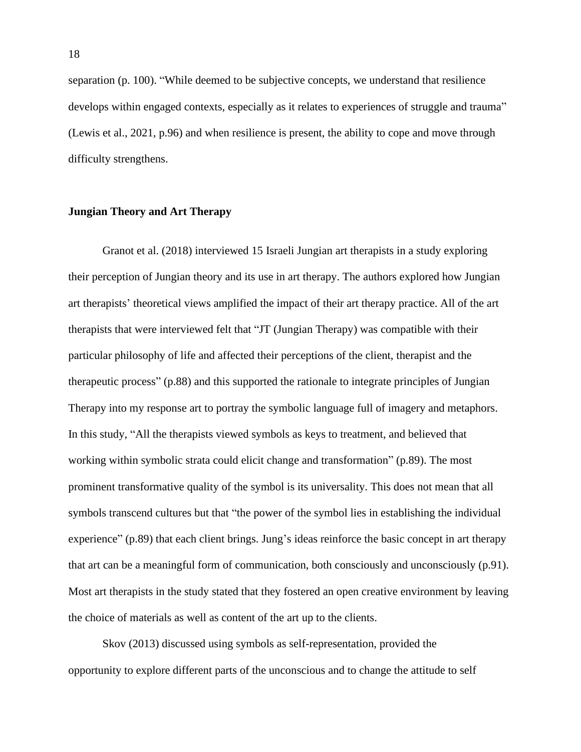separation (p. 100). “While deemed to be subjective concepts, we understand that resilience develops within engaged contexts, especially as it relates to experiences of struggle and trauma” (Lewis et al., 2021, p.96) and when resilience is present, the ability to cope and move through difficulty strengthens.

## Jungian Theory and Art Therapy

Granot et al. (2018) interviewed 15 Israeli Jungian art therapists in a study exploring their perception of Jungian theory and its use in art therapy. The authors explored how Jungian art therapists' theoretical views amplified the impact of their art therapy practice. All of the art therapists that were interviewed felt that “JT (Jungian Therapy) was compatible with their particular philosophy of life and affected their perceptions of the client, therapist and the therapeutic process” (p.88) and this supported the rationale to integrate principles of Jungian Therapy into my response art to portray the symbolic language full of imagery and metaphors. In this study, “All the therapists viewed symbols as keys to treatment, and believed that working within symbolic strata could elicit change and transformation” (p.89). The most prominent transformative quality of the symbol is its universality. This does not mean that all symbols transcend cultures but that “the power of the symbol lies in establishing the individual experience” (p.89) that each client brings. Jung's ideas reinforce the basic concept in art therapy that art can be a meaningful form of communication, both consciously and unconsciously (p.91). Most art therapists in the study stated that they fostered an open creative environment by leaving the choice of materials as well as content of the art up to the clients.

Skov (2013) discussed using symbols as self-representation, provided the opportunity to explore different parts of the unconscious and to change the attitude to self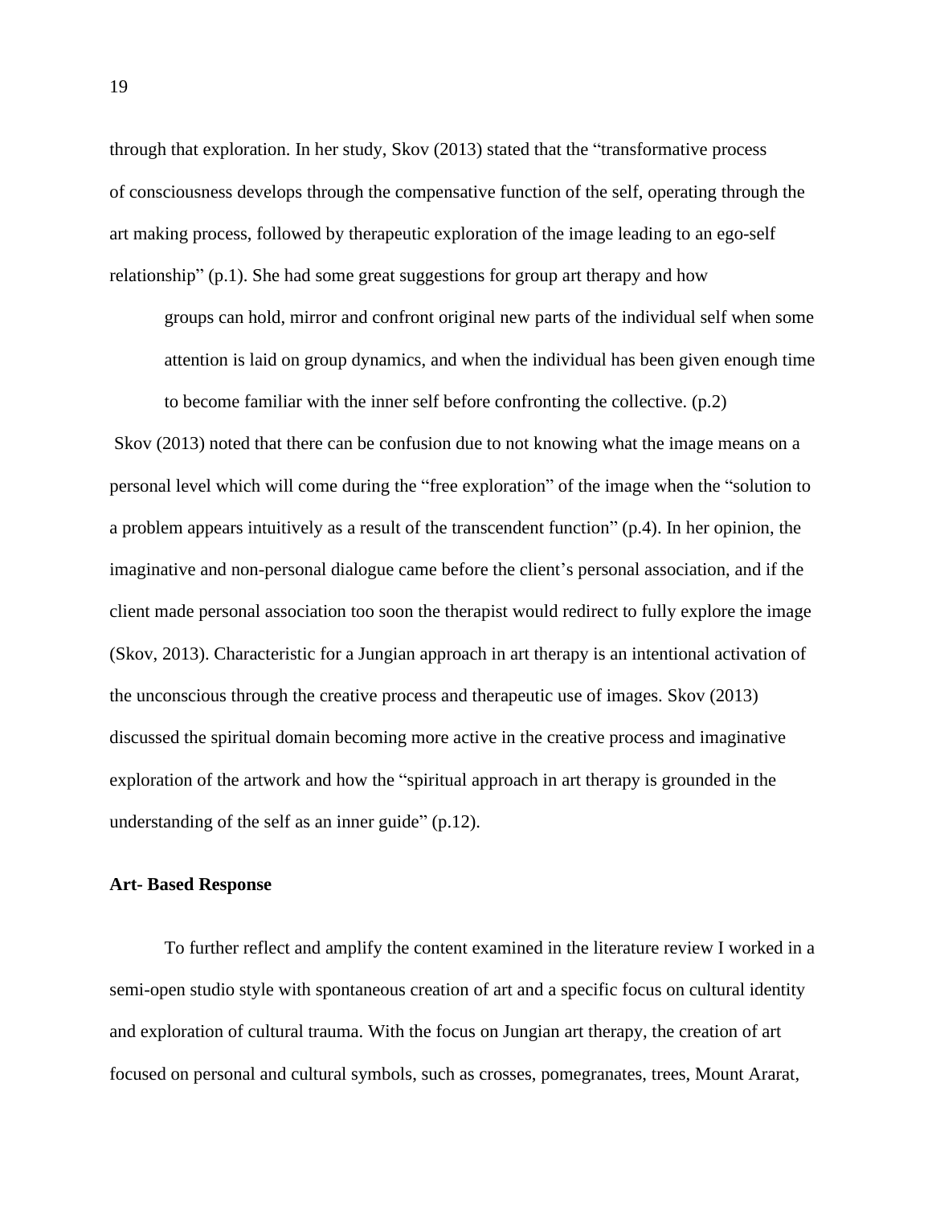through that exploration. In her study, Skov (2013) stated that the "transformative process of consciousness develops through the compensative function of the self, operating through the art making process, followed by therapeutic exploration of the image leading to an ego-self relationship" (p.1). She had some great suggestions for group art therapy and how

> groups can hold, mirror and confront original new parts of the individual self when some attention is laid on group dynamics, and when the individual has been given enough time to become familiar with the inner self before confronting the collective. (p.2)

Skov (2013) noted that there can be confusion due to not knowing what the image means on a personal level which will come during the "free exploration" of the image when the "solution to a problem appears intuitively as a result of the transcendent function" (p.4). In her opinion, the imaginative and non-personal dialogue came before the client's personal association, and if the client made personal association too soon the therapist would redirect to fully explore the image (Skov, 2013). Characteristic for a Jungian approach in art therapy is an intentional activation of the unconscious through the creative process and therapeutic use of images. Skov (2013) discussed the spiritual domain becoming more active in the creative process and imaginative exploration of the artwork and how the "spiritual approach in art therapy is grounded in the understanding of the self as an inner guide" (p.12).

**Art- Based Response**

To further reflect and amplify the content examined in the literature review I worked in a semi-open studio style with spontaneous creation of art and a specific focus on cultural identity and exploration of cultural trauma. With the focus on Jungian art therapy, the creation of art focused on personal and cultural symbols, such as crosses, pomegranates, trees, Mount Ararat,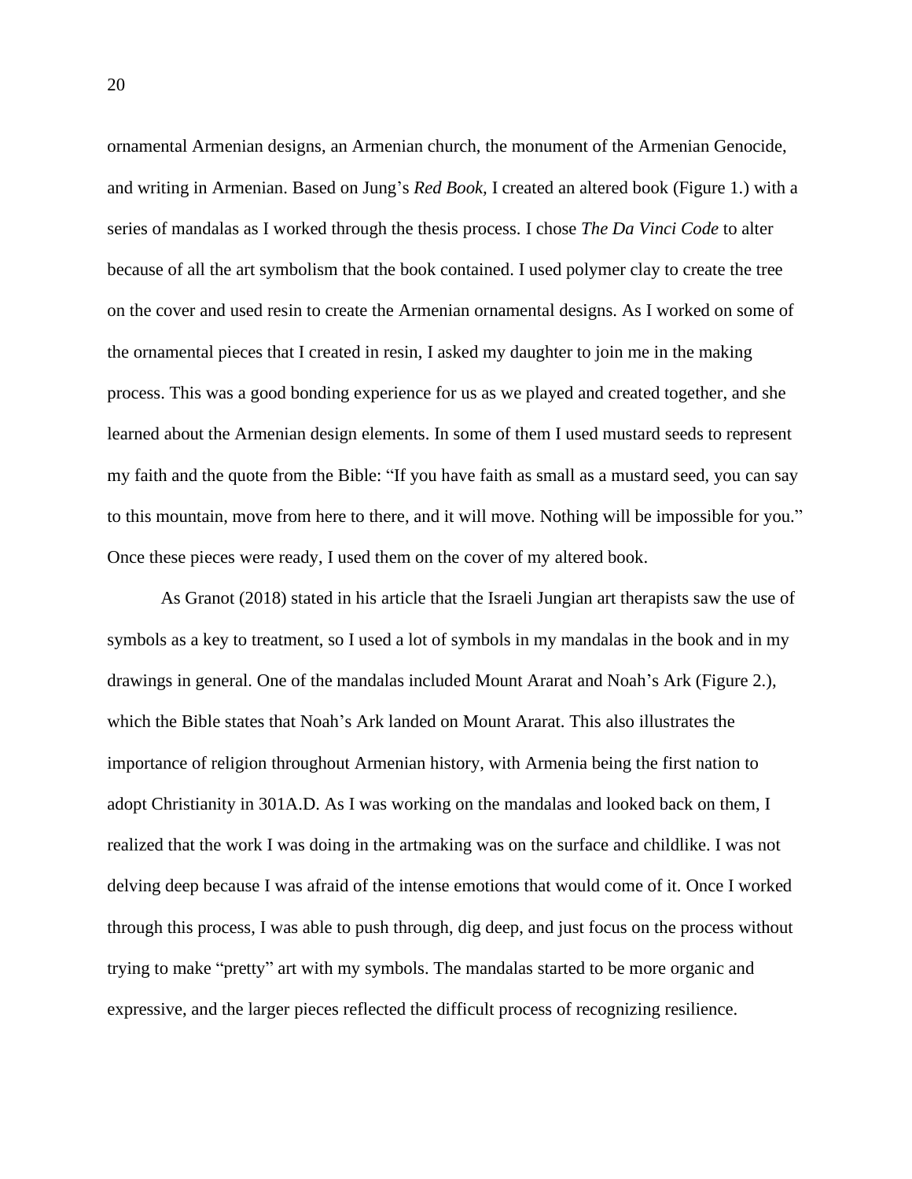ornamental Armenian designs, an Armenian church, the monument of the Armenian Genocide, and writing in Armenian. Based on Jung's *Red Book*, I created an altered book (Figure 1.) with a series of mandalas as I worked through the thesis process. I chose *The Da Vinci Code* to alter because of all the art symbolism that the book contained. I used polymer clay to create the tree on the cover and used resin to create the Armenian ornamental designs. As I worked on some of the ornamental pieces that I created in resin, I asked my daughter to join me in the making process. This was a good bonding experience for us as we played and created together, and she learned about the Armenian design elements. In some of them I used mustard seeds to represent my faith and the quote from the Bible: "If you have faith as small as a mustard seed, you can say to this mountain, move from here to there, and it will move. Nothing will be impossible for you." Once these pieces were ready, I used them on the cover of my altered book.

As Granot (2018) stated in his article that the Israeli Jungian art therapists saw the use of symbols as a key to treatment, so I used a lot of symbols in my mandalas in the book and in my drawings in general. One of the mandalas included Mount Ararat and Noah's Ark (Figure 2.), which the Bible states that Noah's Ark landed on Mount Ararat. This also illustrates the importance of religion throughout Armenian history, with Armenia being the first nation to adopt Christianity in 301A.D. As I was working on the mandalas and looked back on them, I realized that the work I was doing in the artmaking was on the surface and childlike. I was not delving deep because I was afraid of the intense emotions that would come of it. Once I worked through this process, I was able to push through, dig deep, and just focus on the process without trying to make "pretty" art with my symbols. The mandalas started to be more organic and expressive, and the larger pieces reflected the difficult process of recognizing resilience.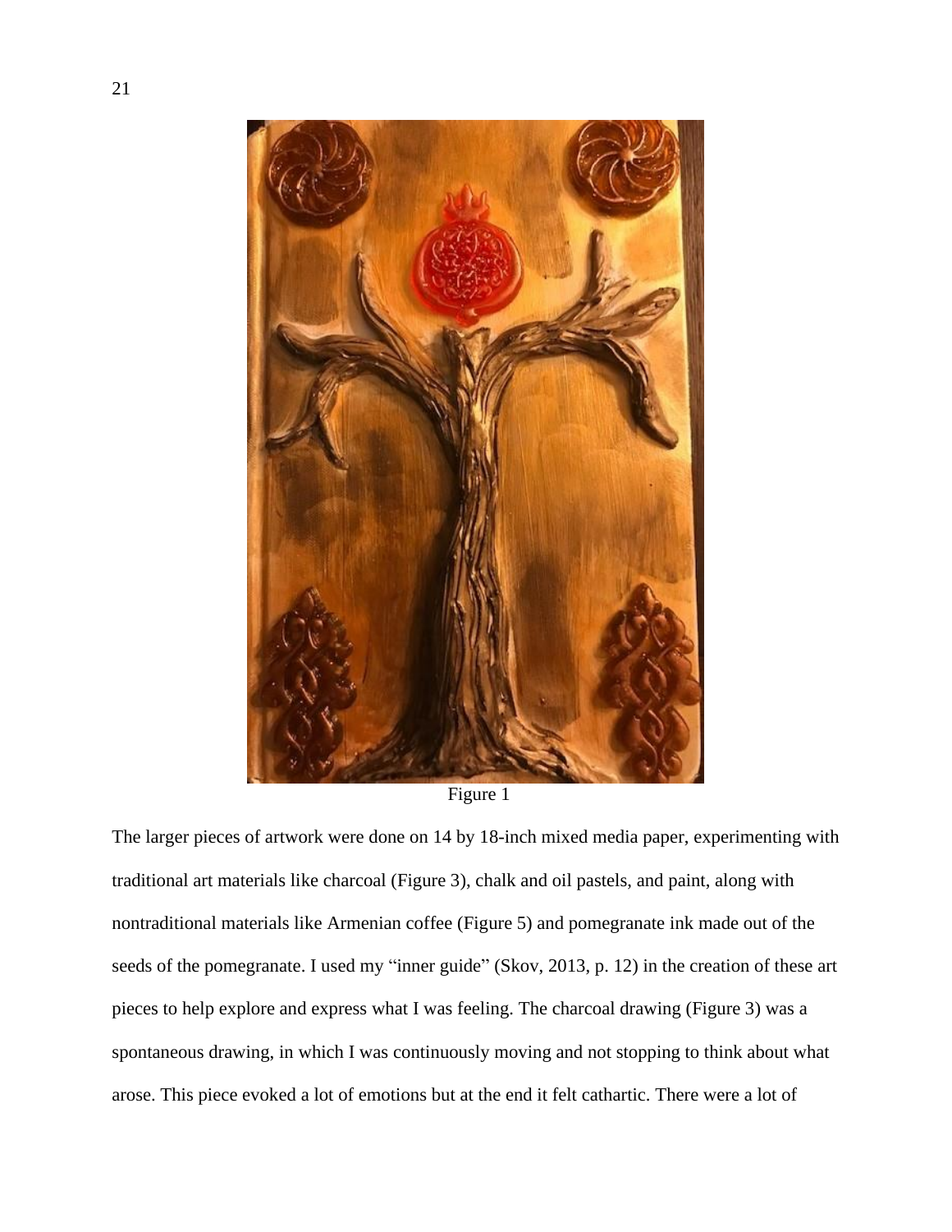Figure 1

The larger pieces of artwork were done on 14 by 18-inch mixed media paper, experimenting with traditional art materials like charcoal (Figure 3), chalk and oil pastels, and paint, along with nontraditional materials like Armenian coffee (Figure 5) and pomegranate ink made out of the seeds of the pomegranate. I used my "inner guide" (Skov, 2013, p. 12) in the creation of these art pieces to help explore and express what I was feeling. The charcoal drawing (Figure 3) was a spontaneous drawing, in which I was continuously moving and not stopping to think about what arose. This piece evoked a lot of emotions but at the end it felt cathartic. There were a lot of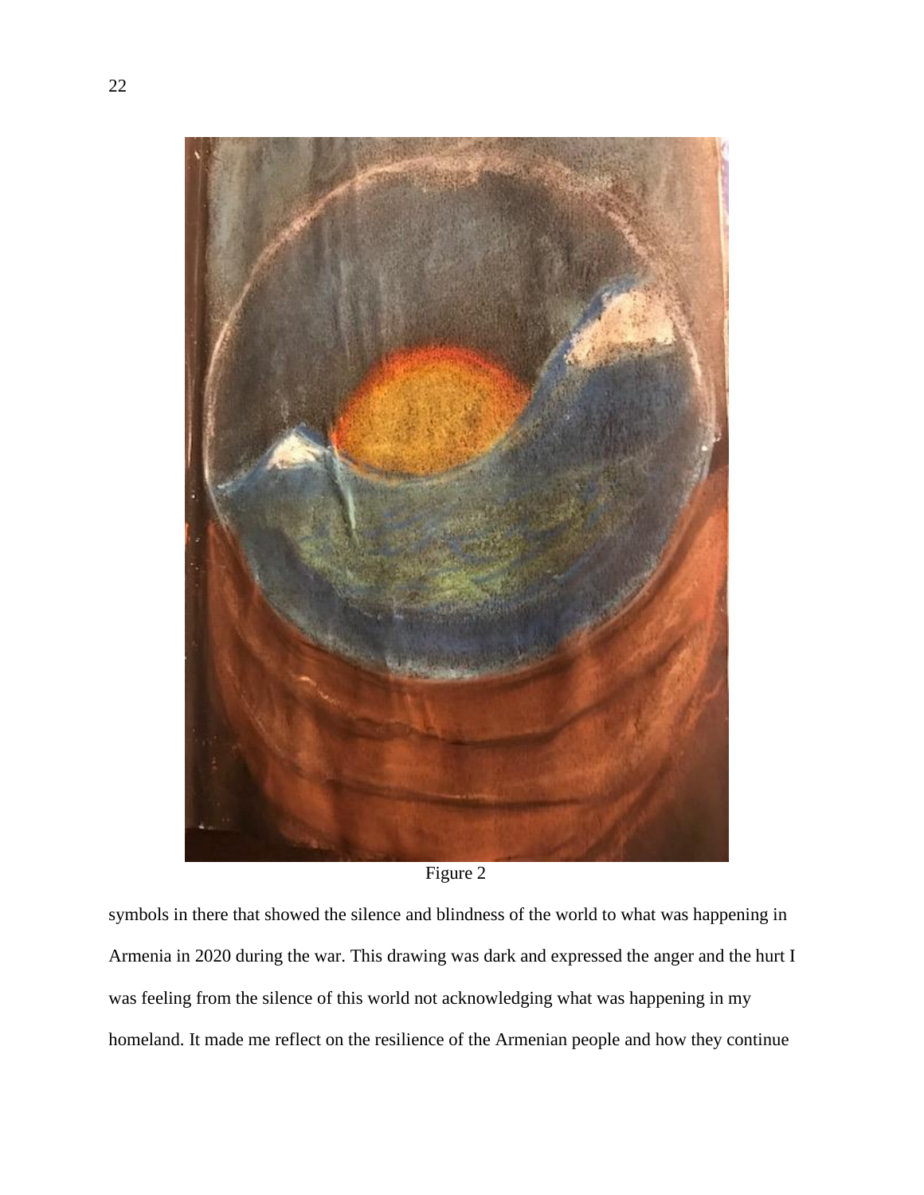Figure 2

symbols in there that showed the silence and blindness of the world to what was happening in Armenia in 2020 during the war. This drawing was dark and expressed the anger and the hurt I was feeling from the silence of this world not acknowledging what was happening in my homeland. It made me reflect on the resilience of the Armenian people and how they continue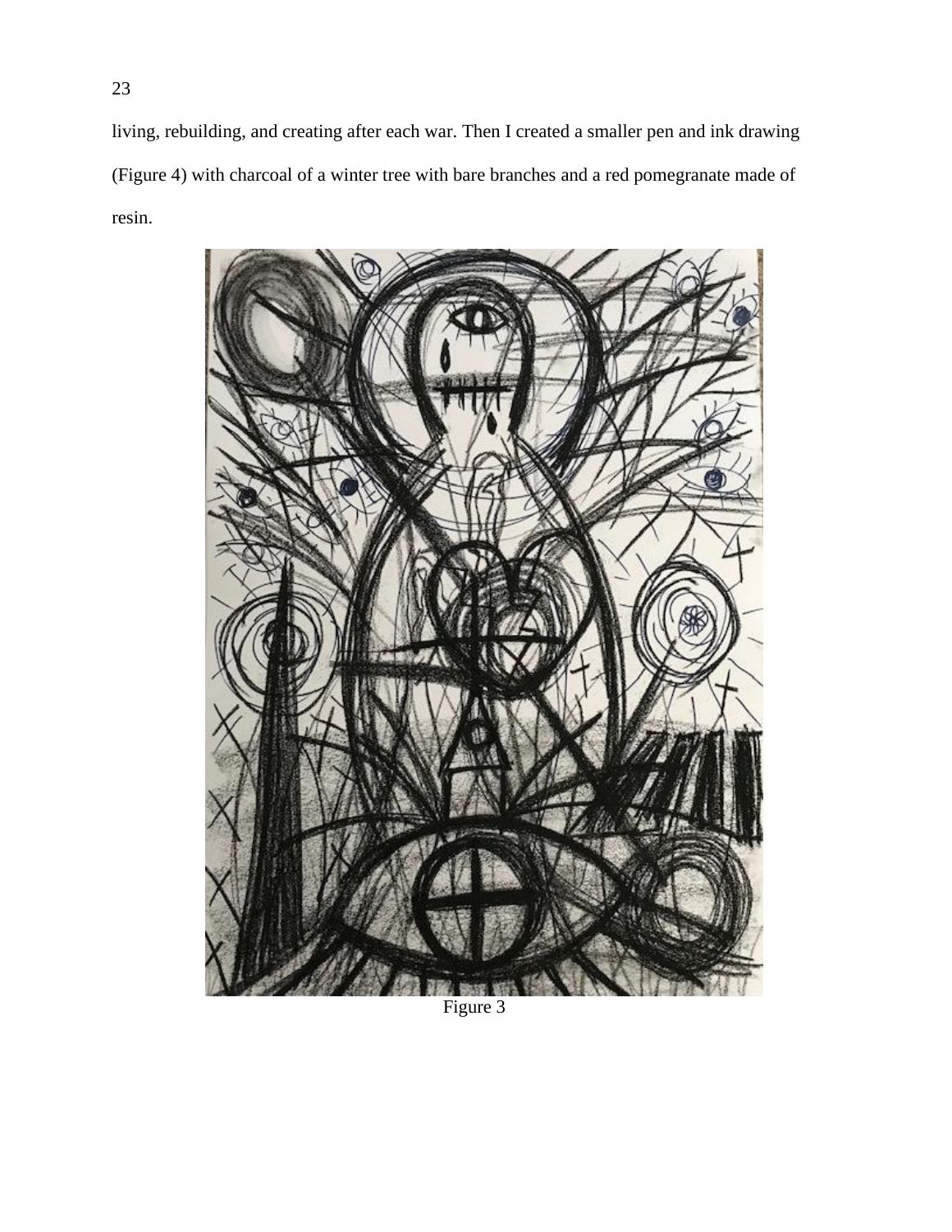living, rebuilding, and creating after each war. Then I created a smaller pen and ink drawing (Figure 4) with charcoal of a winter tree with bare branches and a red pomegranate made of resin.

Figure 3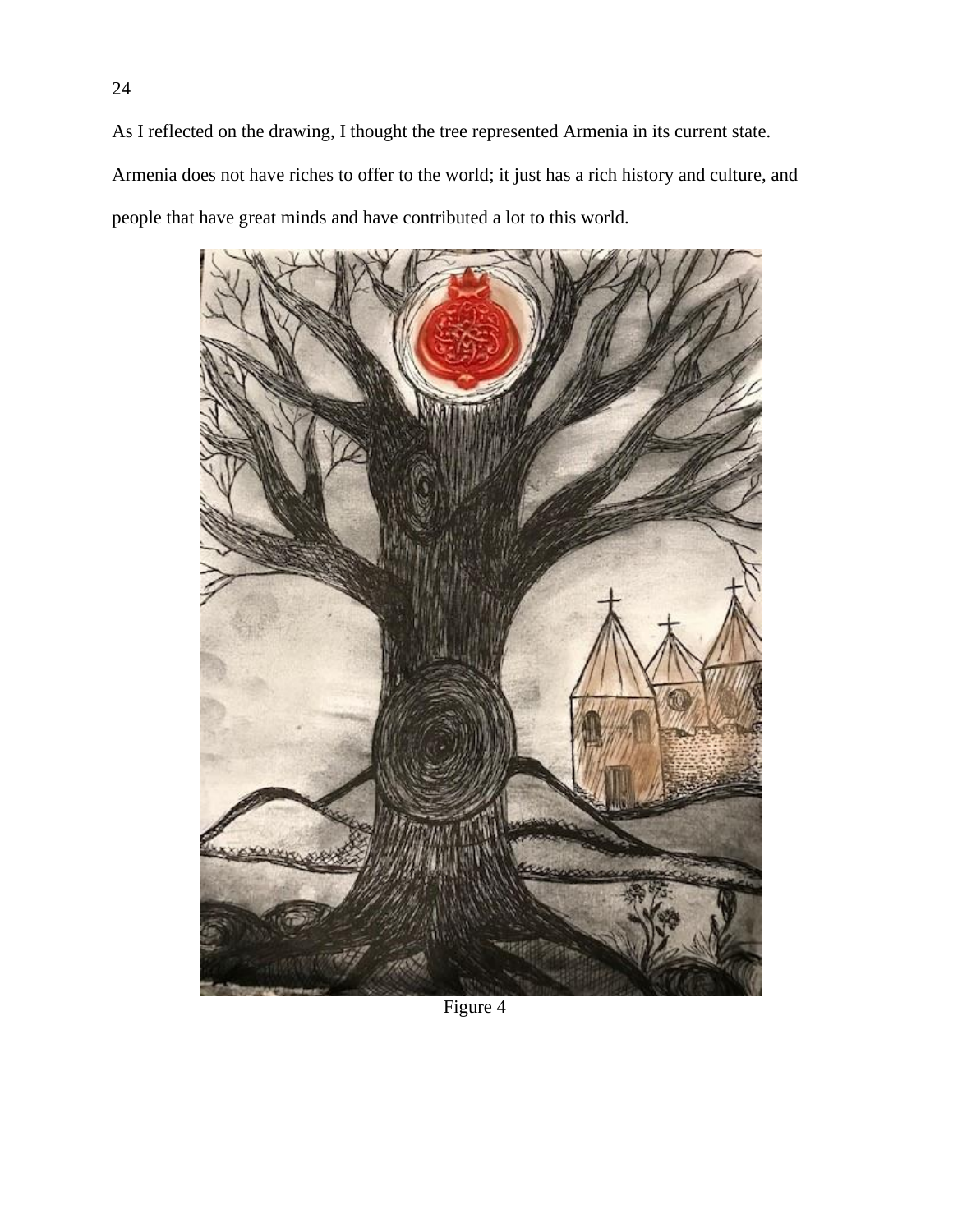As I reflected on the drawing, I thought the tree represented Armenia in its current state. Armenia does not have riches to offer to the world; it just has a rich history and culture, and people that have great minds and have contributed a lot to this world.

Figure 4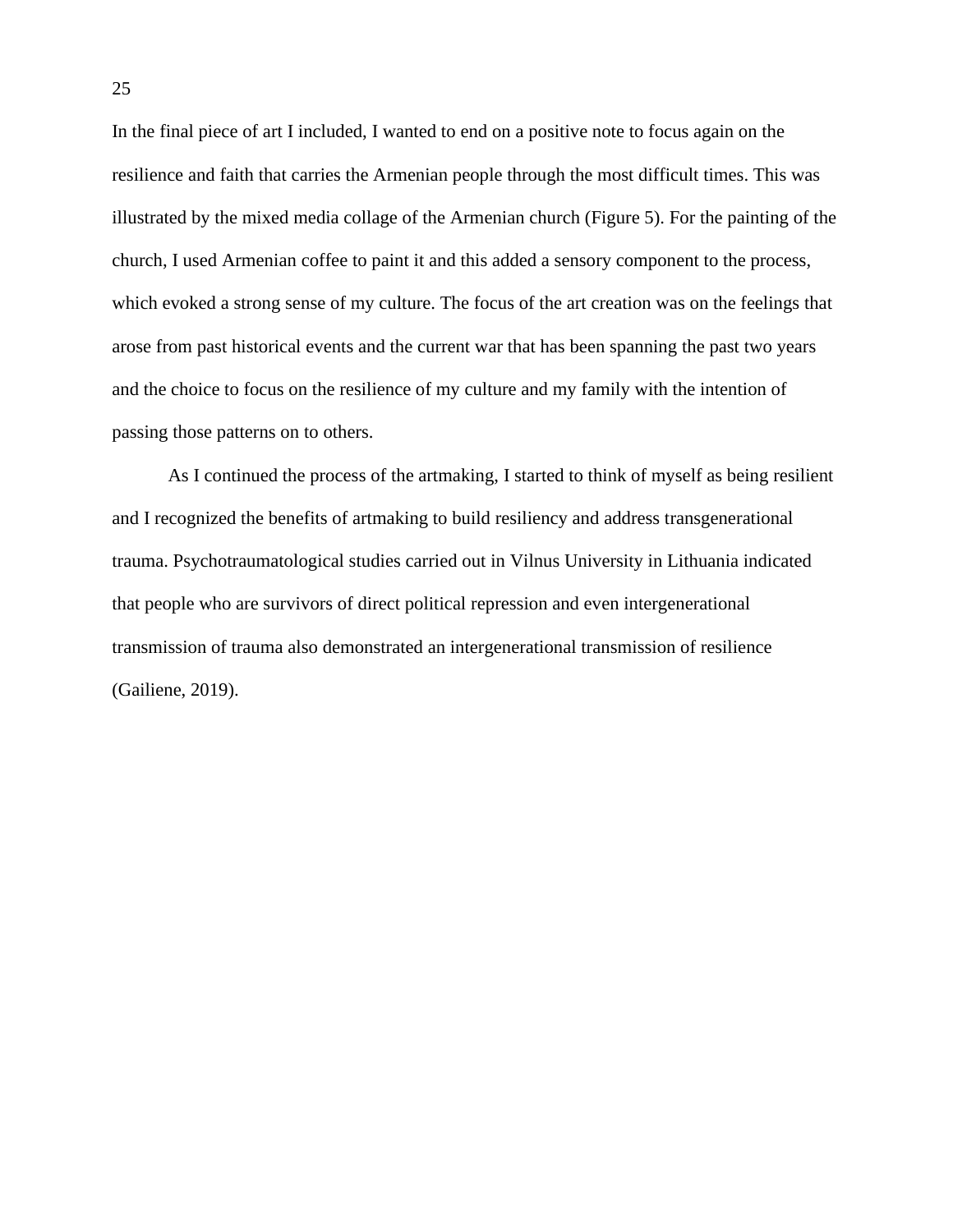In the final piece of art I included, I wanted to end on a positive note to focus again on the resilience and faith that carries the Armenian people through the most difficult times. This was illustrated by the mixed media collage of the Armenian church (Figure 5). For the painting of the church, I used Armenian coffee to paint it and this added a sensory component to the process, which evoked a strong sense of my culture. The focus of the art creation was on the feelings that arose from past historical events and the current war that has been spanning the past two years and the choice to focus on the resilience of my culture and my family with the intention of passing those patterns on to others.

As I continued the process of the artmaking, I started to think of myself as being resilient and I recognized the benefits of artmaking to build resiliency and address transgenerational trauma. Psychotraumatological studies carried out in Vilnus University in Lithuania indicated that people who are survivors of direct political repression and even intergenerational transmission of trauma also demonstrated an intergenerational transmission of resilience (Gailiene, 2019).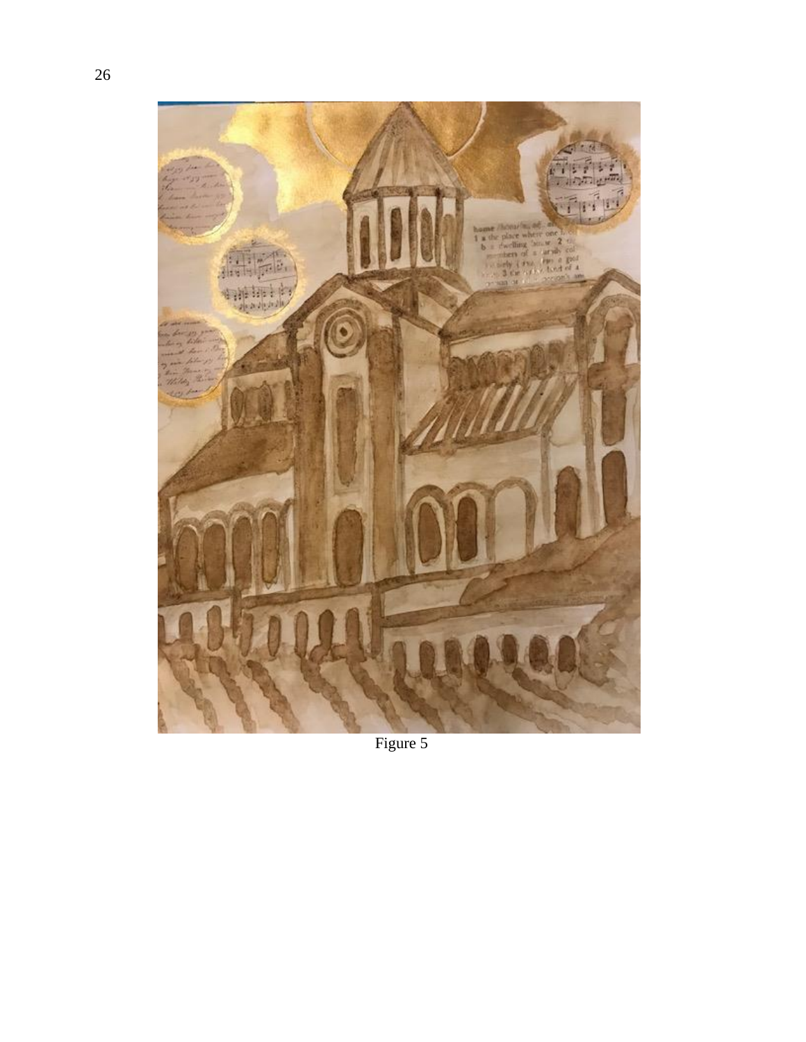Figure 5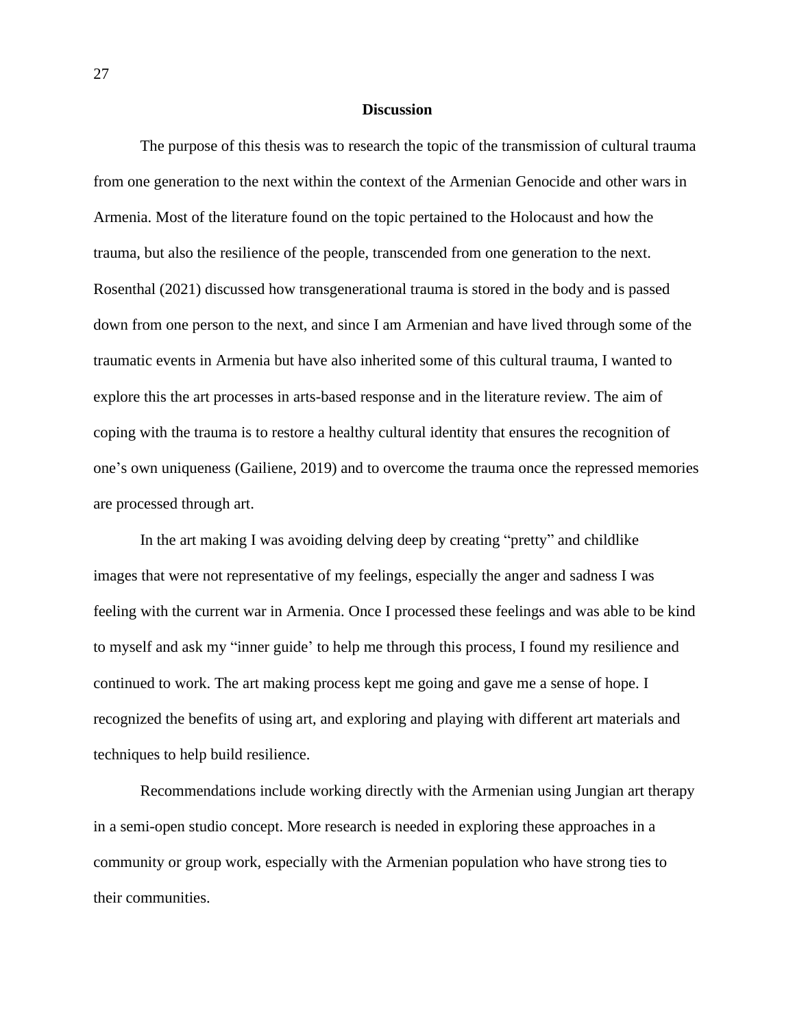## Discussion

The purpose of this thesis was to research the topic of the transmission of cultural trauma from one generation to the next within the context of the Armenian Genocide and other wars in Armenia. Most of the literature found on the topic pertained to the Holocaust and how the trauma, but also the resilience of the people, transcended from one generation to the next. Rosenthal (2021) discussed how transgenerational trauma is stored in the body and is passed down from one person to the next, and since I am Armenian and have lived through some of the traumatic events in Armenia but have also inherited some of this cultural trauma, I wanted to explore this the art processes in arts-based response and in the literature review. The aim of coping with the trauma is to restore a healthy cultural identity that ensures the recognition of one's own uniqueness (Gailiene, 2019) and to overcome the trauma once the repressed memories are processed through art.

In the art making I was avoiding delving deep by creating "pretty" and childlike images that were not representative of my feelings, especially the anger and sadness I was feeling with the current war in Armenia. Once I processed these feelings and was able to be kind to myself and ask my "inner guide' to help me through this process, I found my resilience and continued to work. The art making process kept me going and gave me a sense of hope. I recognized the benefits of using art, and exploring and playing with different art materials and techniques to help build resilience.

Recommendations include working directly with the Armenian using Jungian art therapy in a semi-open studio concept. More research is needed in exploring these approaches in a community or group work, especially with the Armenian population who have strong ties to their communities.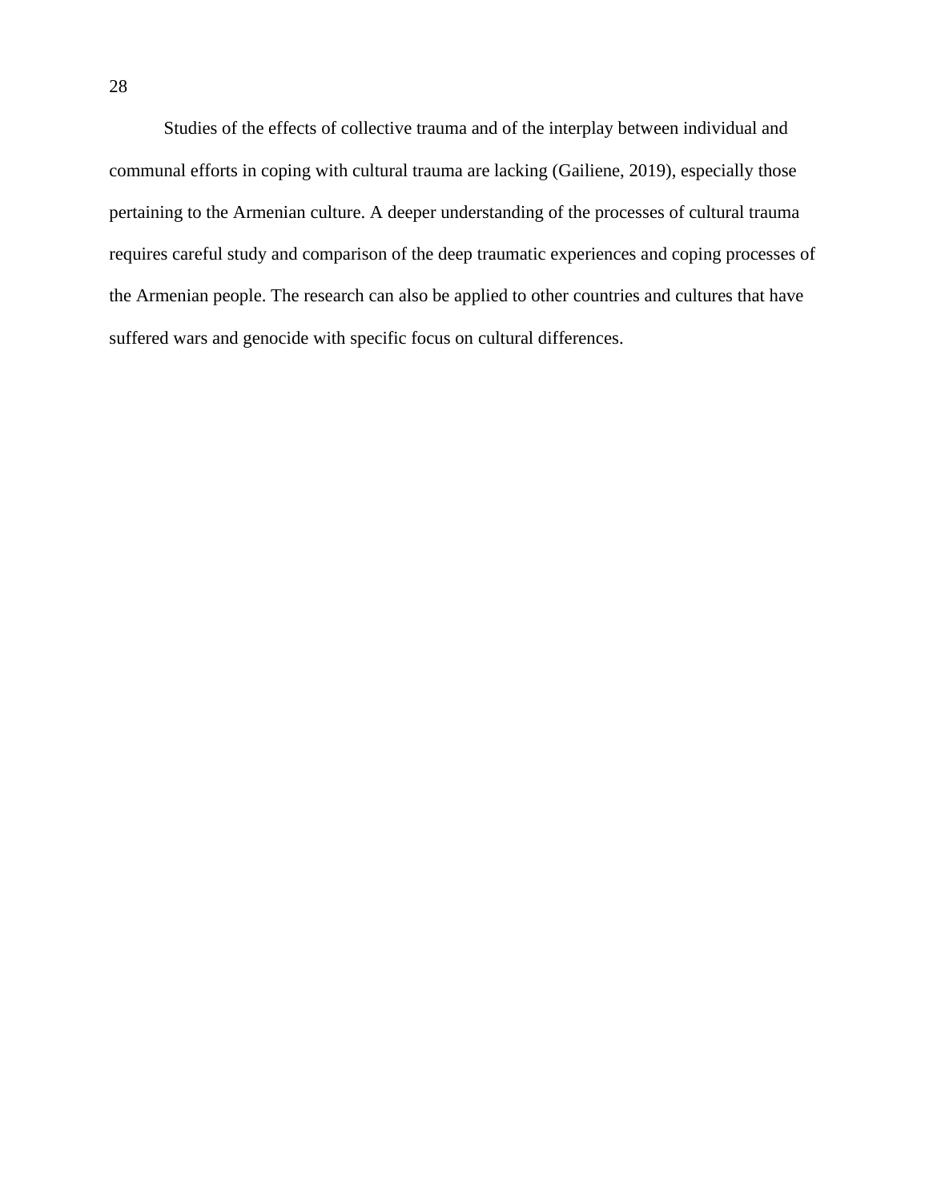Studies of the effects of collective trauma and of the interplay between individual and communal efforts in coping with cultural trauma are lacking (Gailiene, 2019), especially those pertaining to the Armenian culture. A deeper understanding of the processes of cultural trauma requires careful study and comparison of the deep traumatic experiences and coping processes of the Armenian people. The research can also be applied to other countries and cultures that have suffered wars and genocide with specific focus on cultural differences.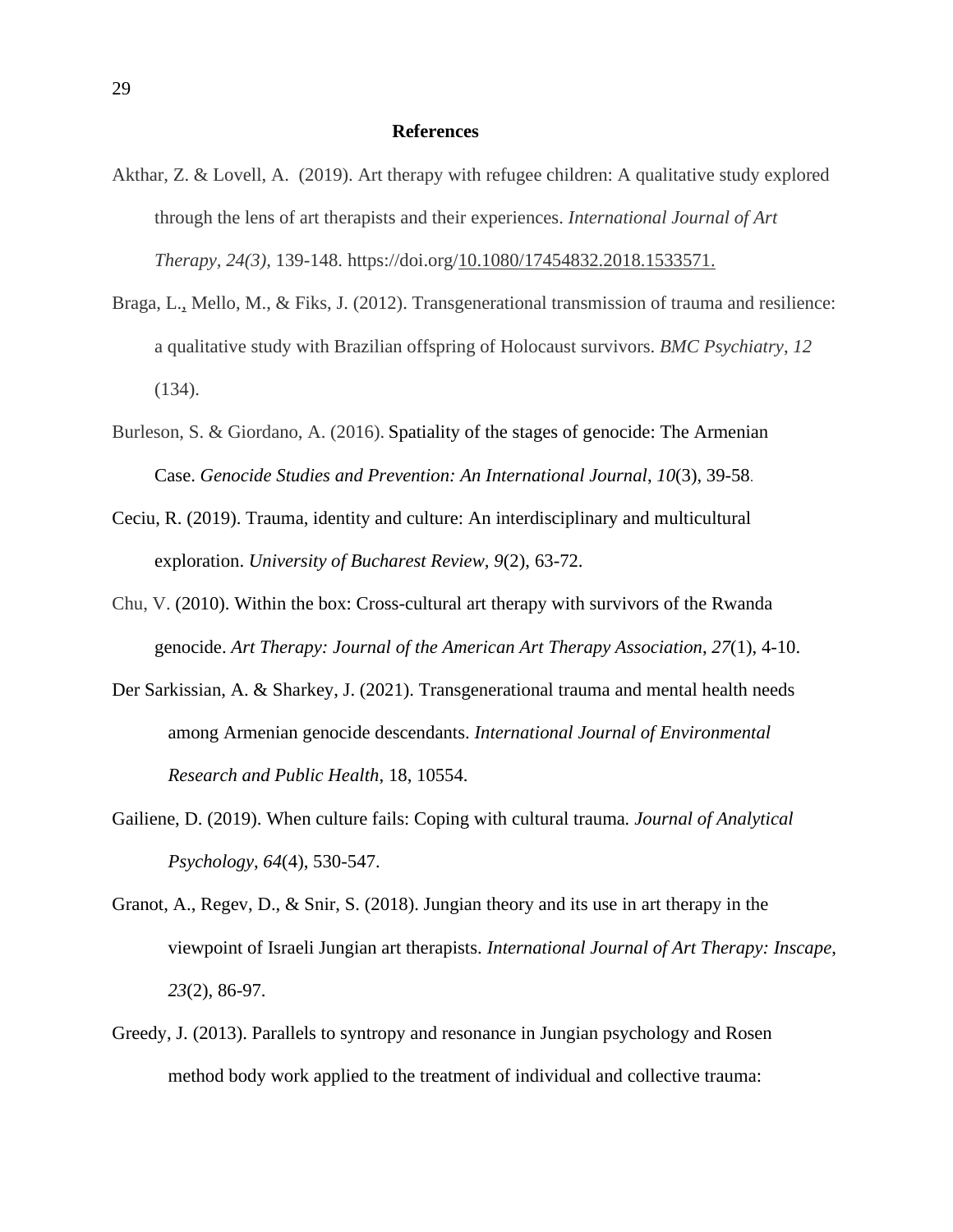# References

Akthar, Z. & Lovell, A. (2019). Art therapy with refugee children: A qualitative study explored through the lens of art therapists and their experiences. *International Journal of Art Therapy*, *24(3)*, 139-148. https://doi.org/10.1080/17454832.2018.1533571.

Braga, L., Mello, M., & Fiks, J. (2012). Transgenerational transmission of trauma and resilience: a qualitative study with Brazilian offspring of Holocaust survivors. *BMC Psychiatry*, *12* (134).

Burleson, S. & Giordano, A. (2016). Spatiality of the stages of genocide: The Armenian Case. *Genocide Studies and Prevention: An International Journal*, *10*(3), 39-58.

Ceciu, R. (2019). Trauma, identity and culture: An interdisciplinary and multicultural exploration. *University of Bucharest Review*, *9*(2), 63-72.

Chu, V. (2010). Within the box: Cross-cultural art therapy with survivors of the Rwanda genocide. *Art Therapy: Journal of the American Art Therapy Association*, *27*(1), 4-10.

Der Sarkissian, A. & Sharkey, J. (2021). Transgenerational trauma and mental health needs among Armenian genocide descendants. *International Journal of Environmental Research and Public Health*, 18, 10554.

Gailiene, D. (2019). When culture fails: Coping with cultural trauma. *Journal of Analytical Psychology*, *64*(4), 530-547.

Granot, A., Regev, D., & Snir, S. (2018). Jungian theory and its use in art therapy in the viewpoint of Israeli Jungian art therapists. *International Journal of Art Therapy: Inscape*, *23*(2), 86-97.

Greedy, J. (2013). Parallels to syntropy and resonance in Jungian psychology and Rosen method body work applied to the treatment of individual and collective trauma: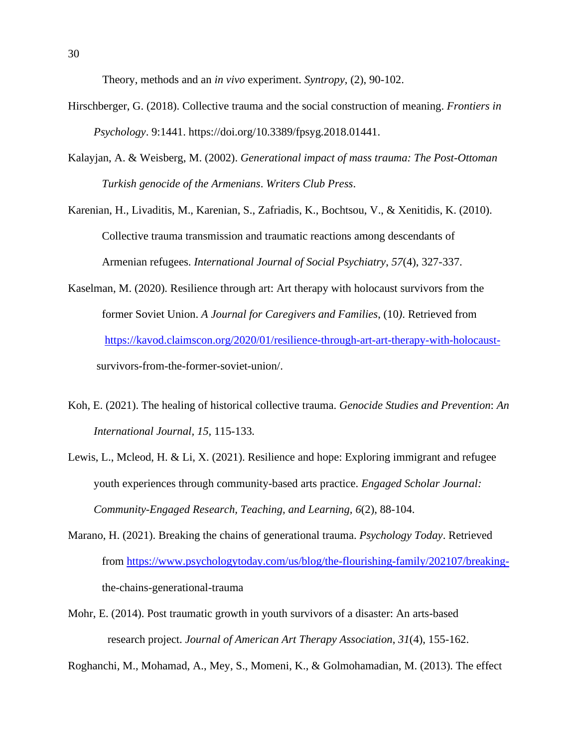Theory, methods and an *in vivo* experiment. *Syntropy*, (2), 90-102.

Hirschberger, G. (2018). Collective trauma and the social construction of meaning. *Frontiers in Psychology*. 9:1441. https://doi.org/10.3389/fpsyg.2018.01441.

Kalayjan, A. & Weisberg, M. (2002). *Generational impact of mass trauma: The Post-Ottoman Turkish genocide of the Armenians*. *Writers Club Press*.

Karenian, H., Livaditis, M., Karenian, S., Zafriadis, K., Bochtsou, V., & Xenitidis, K. (2010). Collective trauma transmission and traumatic reactions among descendants of Armenian refugees. *International Journal of Social Psychiatry, 57*(4), 327-337.

Kaselman, M. (2020). Resilience through art: Art therapy with holocaust survivors from the former Soviet Union. *A Journal for Caregivers and Families*, (10*)*. Retrieved from https://kavod.claimscon.org/2020/01/resilience-through-art-art-therapy-with-holocaust-survivors-from-the-former-soviet-union/.

Koh, E. (2021). The healing of historical collective trauma. *Genocide Studies and Prevention*: *An International Journal, 15,* 115-133*.*

Lewis, L., Mcleod, H. & Li, X. (2021). Resilience and hope: Exploring immigrant and refugee youth experiences through community-based arts practice. *Engaged Scholar Journal: Community-Engaged Research, Teaching, and Learning, 6*(2), 88-104.

Marano, H. (2021). Breaking the chains of generational trauma. *Psychology Today*. Retrieved from https://www.psychologytoday.com/us/blog/the-flourishing-family/202107/breaking-the-chains-generational-trauma

Mohr, E. (2014). Post traumatic growth in youth survivors of a disaster: An arts-based research project. *Journal of American Art Therapy Association*, *31*(4), 155-162.

Roghanchi, M., Mohamad, A., Mey, S., Momeni, K., & Golmohamadian, M. (2013). The effect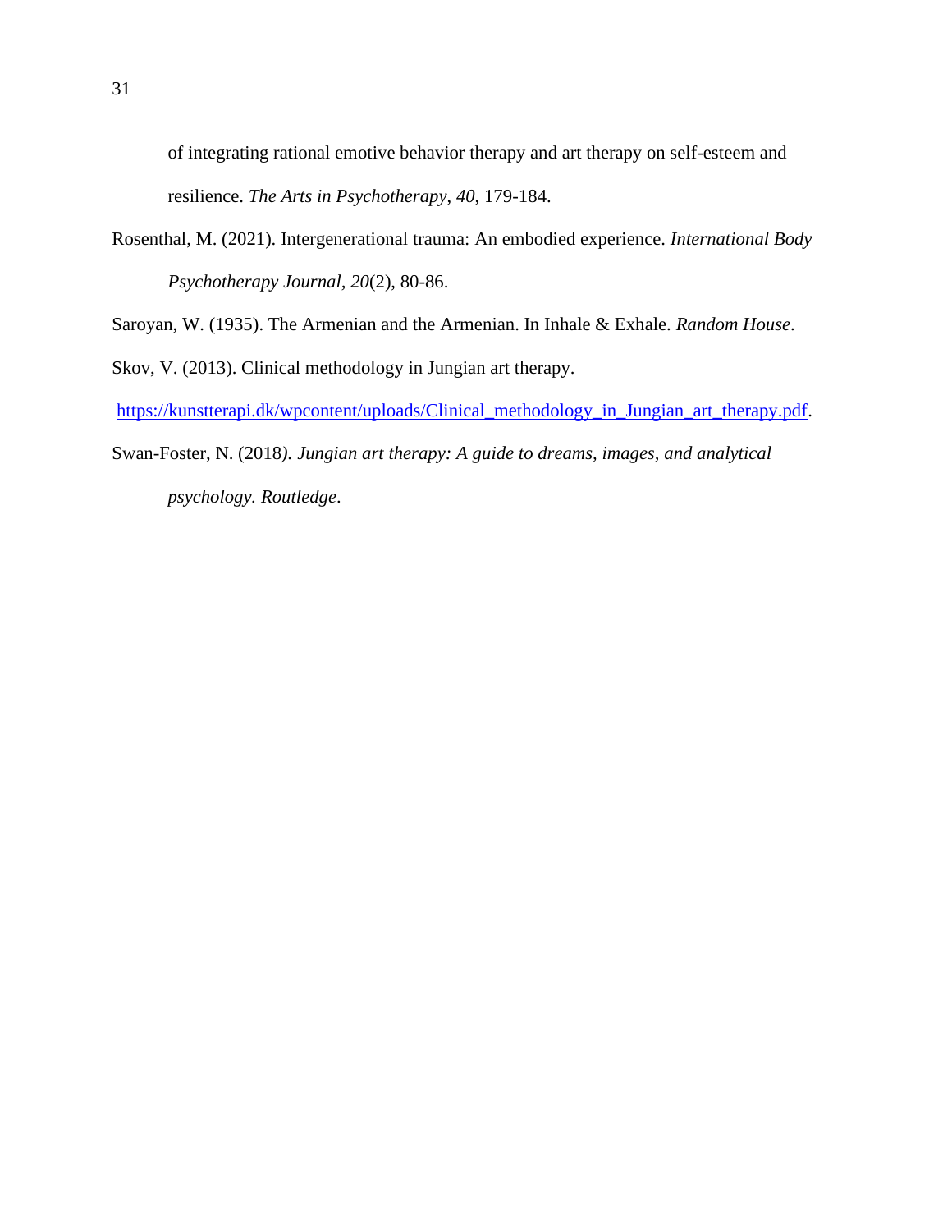of integrating rational emotive behavior therapy and art therapy on self-esteem and resilience. *The Arts in Psychotherapy*, *40*, 179-184.

Rosenthal, M. (2021). Intergenerational trauma: An embodied experience. *International Body Psychotherapy Journal*, *20*(2), 80-86.

Saroyan, W. (1935). The Armenian and the Armenian. In Inhale & Exhale. *Random House*.

Skov, V. (2013). Clinical methodology in Jungian art therapy.

https://kunstterapi.dk/wpcontent/uploads/Clinical_methodology_in_Jungian_art_therapy.pdf.

Swan-Foster, N. (2018*). Jungian art therapy: A guide to dreams, images, and analytical psychology. Routledge*.